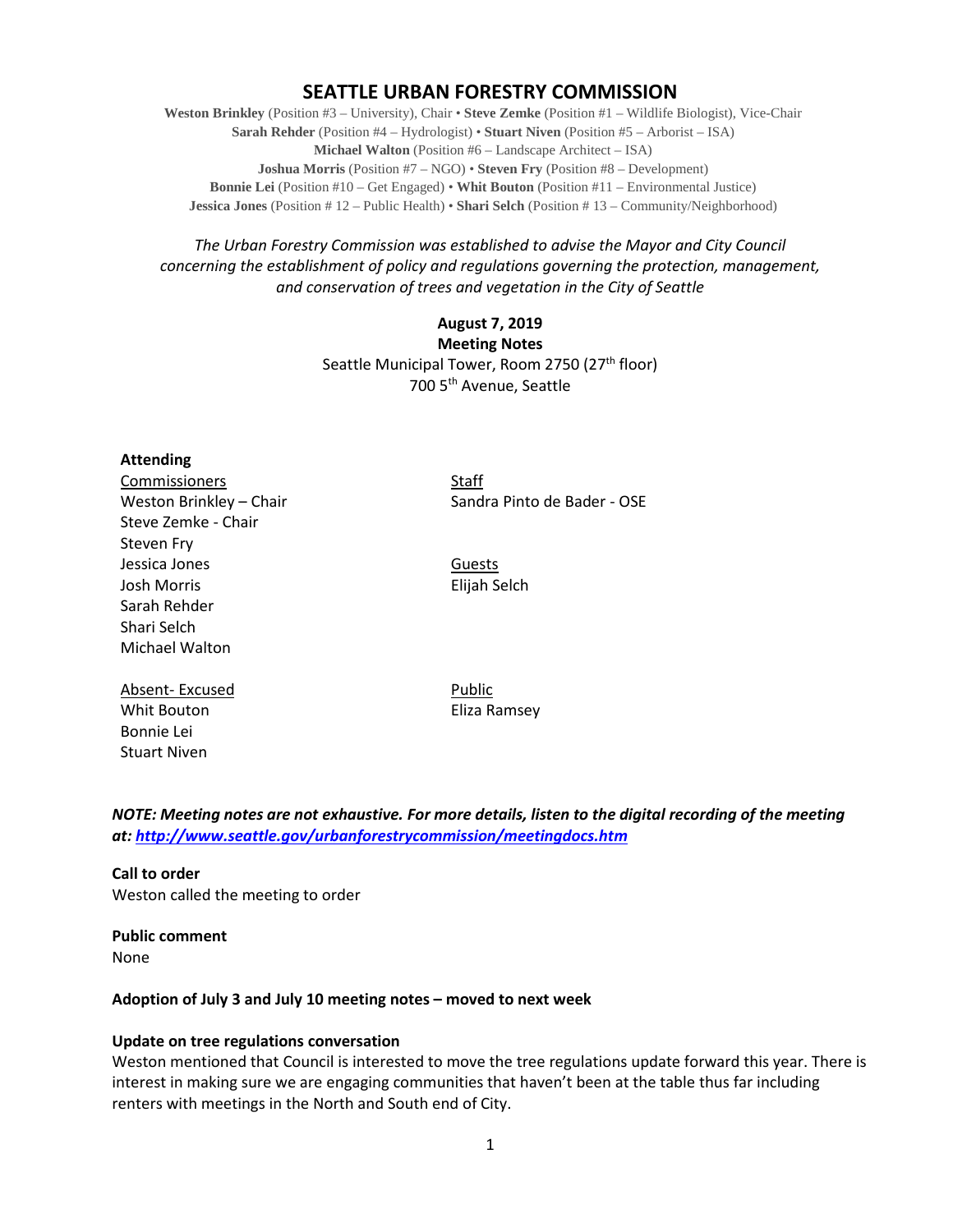# SEATTLE URBAN FORESTRY COMMISSION

**Weston Brinkley** (Position #3 – University), Chair • **Steve Zemke** (Position #1 – Wildlife Biologist), Vice-Chair
**Sarah Rehder** (Position #4 – Hydrologist) • **Stuart Niven** (Position #5 – Arborist – ISA)
**Michael Walton** (Position #6 – Landscape Architect – ISA)
**Joshua Morris** (Position #7 – NGO) • **Steven Fry** (Position #8 – Development)
**Bonnie Lei** (Position #10 – Get Engaged) • **Whit Bouton** (Position #11 – Environmental Justice)
**Jessica Jones** (Position # 12 – Public Health) • **Shari Selch** (Position # 13 – Community/Neighborhood)

*The Urban Forestry Commission was established to advise the Mayor and City Council concerning the establishment of policy and regulations governing the protection, management, and conservation of trees and vegetation in the City of Seattle*

**August 7, 2019**
**Meeting Notes**
Seattle Municipal Tower, Room 2750 (27th floor)
700 5th Avenue, Seattle

**Attending**

Commissioners
Weston Brinkley – Chair
Steve Zemke - Chair
Steven Fry
Jessica Jones
Josh Morris
Sarah Rehder
Shari Selch
Michael Walton

Staff
Sandra Pinto de Bader - OSE

Guests
Elijah Selch

Absent- Excused
Whit Bouton
Bonnie Lei
Stuart Niven

Public
Eliza Ramsey

***NOTE: Meeting notes are not exhaustive. For more details, listen to the digital recording of the meeting at: [http://www.seattle.gov/urbanforestrycommission/meetingdocs.htm](http://www.seattle.gov/urbanforestrycommission/meetingdocs.htm)***

**Call to order**
Weston called the meeting to order

**Public comment**
None

**Adoption of July 3 and July 10 meeting notes – moved to next week**

**Update on tree regulations conversation**
Weston mentioned that Council is interested to move the tree regulations update forward this year. There is interest in making sure we are engaging communities that haven't been at the table thus far including renters with meetings in the North and South end of City.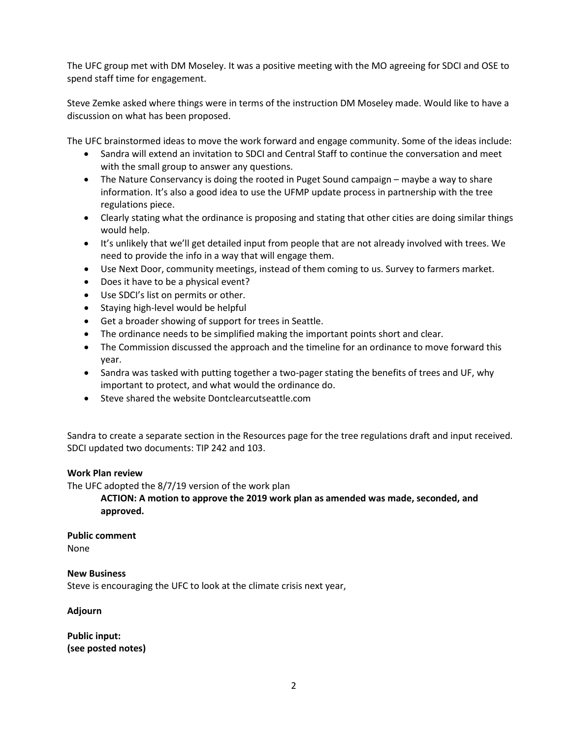The UFC group met with DM Moseley. It was a positive meeting with the MO agreeing for SDCI and OSE to spend staff time for engagement.

Steve Zemke asked where things were in terms of the instruction DM Moseley made. Would like to have a discussion on what has been proposed.

The UFC brainstormed ideas to move the work forward and engage community. Some of the ideas include:

- Sandra will extend an invitation to SDCI and Central Staff to continue the conversation and meet with the small group to answer any questions.
- The Nature Conservancy is doing the rooted in Puget Sound campaign – maybe a way to share information. It's also a good idea to use the UFMP update process in partnership with the tree regulations piece.
- Clearly stating what the ordinance is proposing and stating that other cities are doing similar things would help.
- It's unlikely that we'll get detailed input from people that are not already involved with trees. We need to provide the info in a way that will engage them.
- Use Next Door, community meetings, instead of them coming to us. Survey to farmers market.
- Does it have to be a physical event?
- Use SDCI's list on permits or other.
- Staying high-level would be helpful
- Get a broader showing of support for trees in Seattle.
- The ordinance needs to be simplified making the important points short and clear.
- The Commission discussed the approach and the timeline for an ordinance to move forward this year.
- Sandra was tasked with putting together a two-pager stating the benefits of trees and UF, why important to protect, and what would the ordinance do.
- Steve shared the website Dontclearcutseattle.com

Sandra to create a separate section in the Resources page for the tree regulations draft and input received. SDCI updated two documents: TIP 242 and 103.

**Work Plan review**

The UFC adopted the 8/7/19 version of the work plan

> **ACTION: A motion to approve the 2019 work plan as amended was made, seconded, and approved.**

**Public comment**

None

**New Business**

Steve is encouraging the UFC to look at the climate crisis next year,

**Adjourn**

**Public input:**
**(see posted notes)**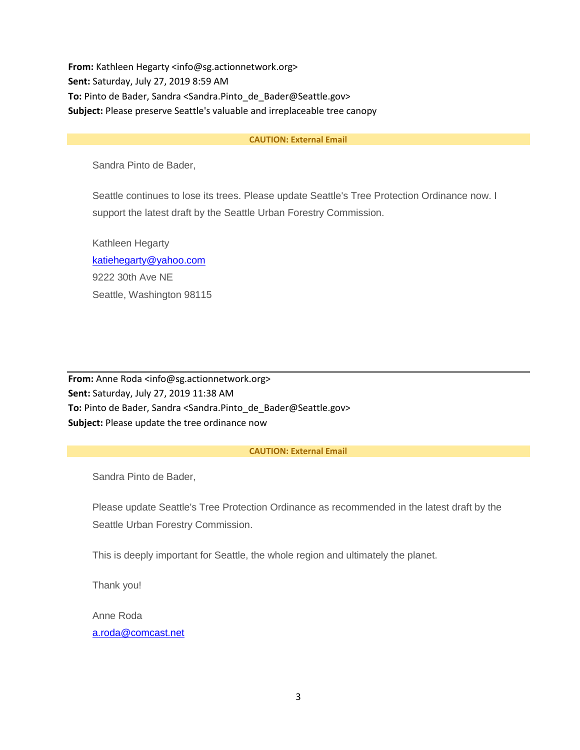**From:** Kathleen Hegarty <info@sg.actionnetwork.org>
**Sent:** Saturday, July 27, 2019 8:59 AM
**To:** Pinto de Bader, Sandra <Sandra.Pinto_de_Bader@Seattle.gov>
**Subject:** Please preserve Seattle's valuable and irreplaceable tree canopy

**CAUTION: External Email**

Sandra Pinto de Bader,

Seattle continues to lose its trees. Please update Seattle's Tree Protection Ordinance now. I support the latest draft by the Seattle Urban Forestry Commission.

Kathleen Hegarty
katiehegarty@yahoo.com
9222 30th Ave NE
Seattle, Washington 98115

---

**From:** Anne Roda <info@sg.actionnetwork.org>
**Sent:** Saturday, July 27, 2019 11:38 AM
**To:** Pinto de Bader, Sandra <Sandra.Pinto_de_Bader@Seattle.gov>
**Subject:** Please update the tree ordinance now

**CAUTION: External Email**

Sandra Pinto de Bader,

Please update Seattle's Tree Protection Ordinance as recommended in the latest draft by the Seattle Urban Forestry Commission.

This is deeply important for Seattle, the whole region and ultimately the planet.

Thank you!

Anne Roda
a.roda@comcast.net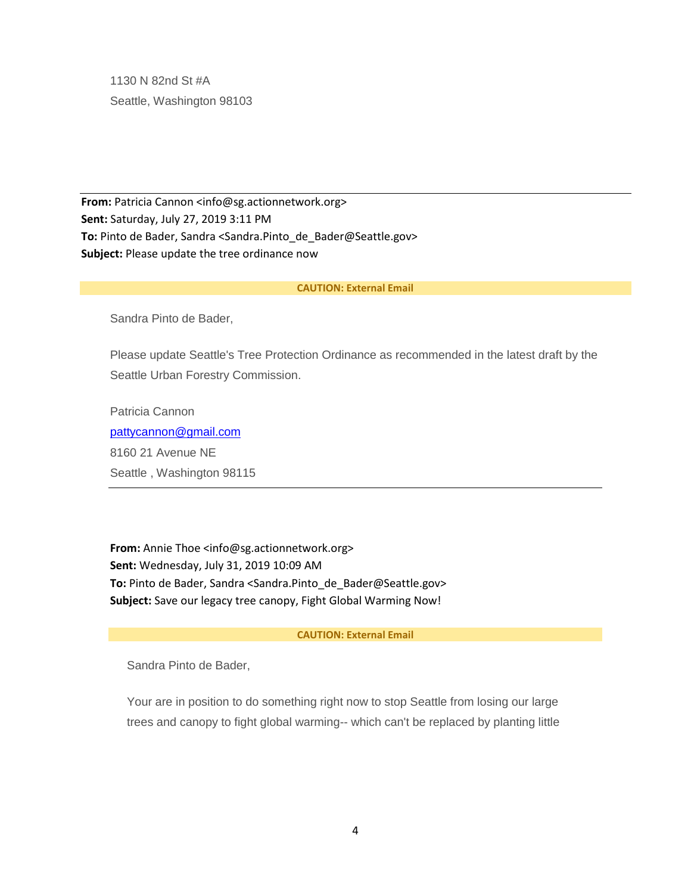1130 N 82nd St #A
Seattle, Washington 98103

---

**From:** Patricia Cannon <info@sg.actionnetwork.org>
**Sent:** Saturday, July 27, 2019 3:11 PM
**To:** Pinto de Bader, Sandra <Sandra.Pinto_de_Bader@Seattle.gov>
**Subject:** Please update the tree ordinance now

**CAUTION: External Email**

Sandra Pinto de Bader,

Please update Seattle's Tree Protection Ordinance as recommended in the latest draft by the Seattle Urban Forestry Commission.

Patricia Cannon
pattycannon@gmail.com
8160 21 Avenue NE
Seattle , Washington 98115

---

**From:** Annie Thoe <info@sg.actionnetwork.org>
**Sent:** Wednesday, July 31, 2019 10:09 AM
**To:** Pinto de Bader, Sandra <Sandra.Pinto_de_Bader@Seattle.gov>
**Subject:** Save our legacy tree canopy, Fight Global Warming Now!

**CAUTION: External Email**

Sandra Pinto de Bader,

Your are in position to do something right now to stop Seattle from losing our large trees and canopy to fight global warming-- which can't be replaced by planting little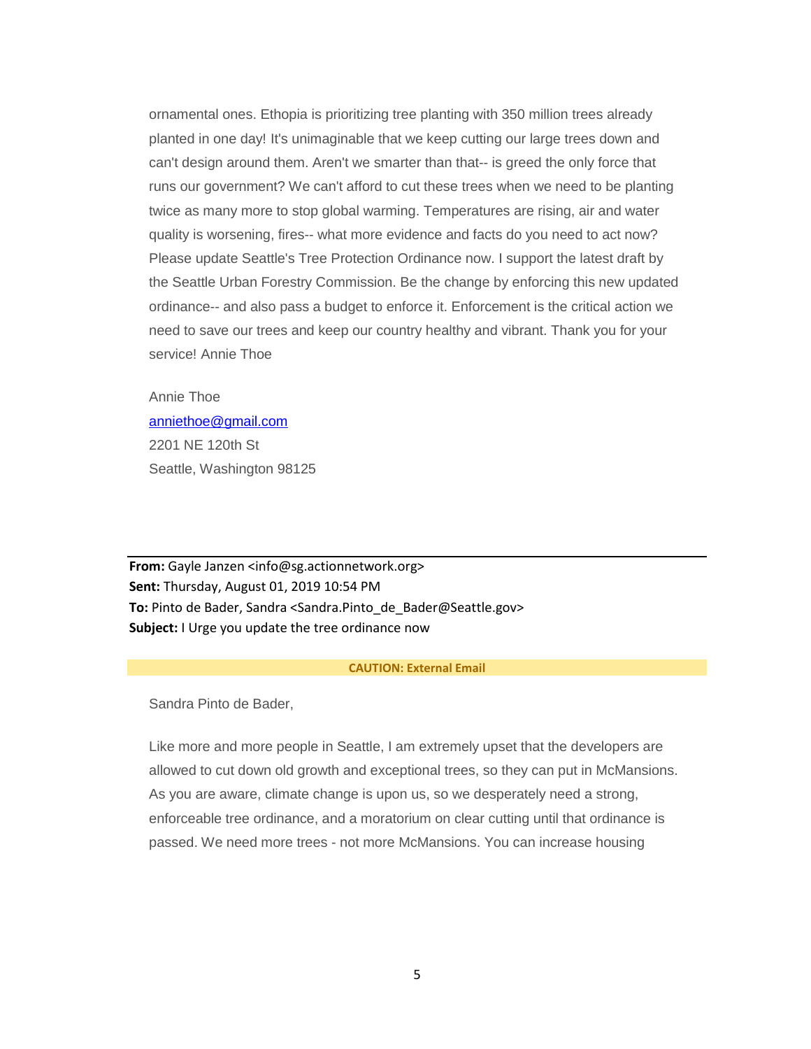ornamental ones. Ethopia is prioritizing tree planting with 350 million trees already planted in one day! It's unimaginable that we keep cutting our large trees down and can't design around them. Aren't we smarter than that-- is greed the only force that runs our government? We can't afford to cut these trees when we need to be planting twice as many more to stop global warming. Temperatures are rising, air and water quality is worsening, fires-- what more evidence and facts do you need to act now? Please update Seattle's Tree Protection Ordinance now. I support the latest draft by the Seattle Urban Forestry Commission. Be the change by enforcing this new updated ordinance-- and also pass a budget to enforce it. Enforcement is the critical action we need to save our trees and keep our country healthy and vibrant. Thank you for your service! Annie Thoe

Annie Thoe
anniethoe@gmail.com
2201 NE 120th St
Seattle, Washington 98125

---

**From:** Gayle Janzen <info@sg.actionnetwork.org>
**Sent:** Thursday, August 01, 2019 10:54 PM
**To:** Pinto de Bader, Sandra <Sandra.Pinto_de_Bader@Seattle.gov>
**Subject:** I Urge you update the tree ordinance now

**CAUTION: External Email**

Sandra Pinto de Bader,

Like more and more people in Seattle, I am extremely upset that the developers are allowed to cut down old growth and exceptional trees, so they can put in McMansions. As you are aware, climate change is upon us, so we desperately need a strong, enforceable tree ordinance, and a moratorium on clear cutting until that ordinance is passed. We need more trees - not more McMansions. You can increase housing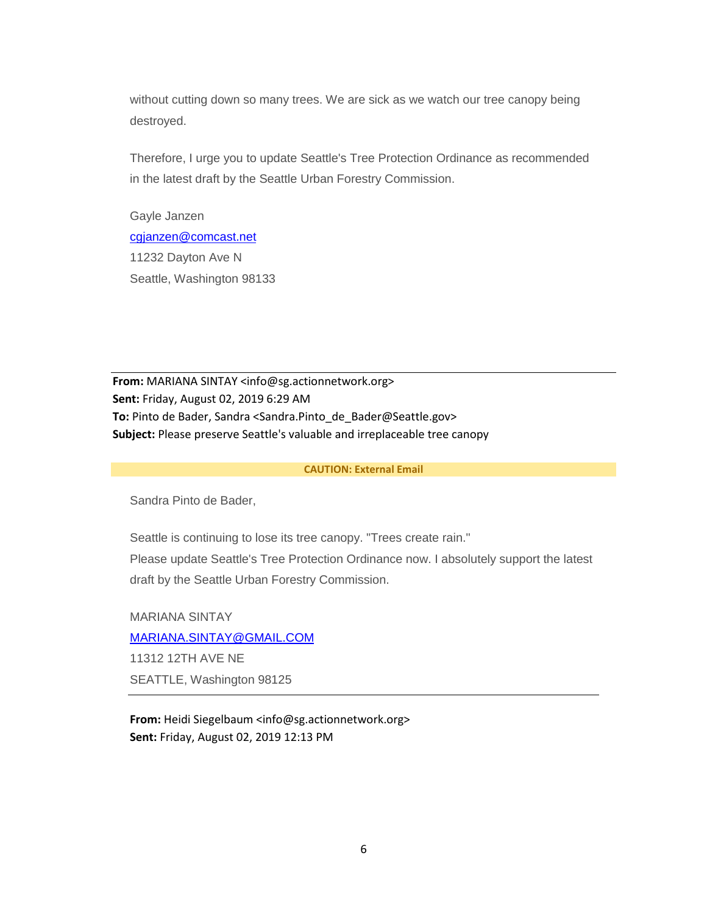without cutting down so many trees. We are sick as we watch our tree canopy being destroyed.

Therefore, I urge you to update Seattle's Tree Protection Ordinance as recommended in the latest draft by the Seattle Urban Forestry Commission.

Gayle Janzen
cgjanzen@comcast.net
11232 Dayton Ave N
Seattle, Washington 98133

---

**From:** MARIANA SINTAY <info@sg.actionnetwork.org>
**Sent:** Friday, August 02, 2019 6:29 AM
**To:** Pinto de Bader, Sandra <Sandra.Pinto_de_Bader@Seattle.gov>
**Subject:** Please preserve Seattle's valuable and irreplaceable tree canopy

**CAUTION: External Email**

Sandra Pinto de Bader,

Seattle is continuing to lose its tree canopy. "Trees create rain."
Please update Seattle's Tree Protection Ordinance now. I absolutely support the latest draft by the Seattle Urban Forestry Commission.

MARIANA SINTAY
MARIANA.SINTAY@GMAIL.COM
11312 12TH AVE NE
SEATTLE, Washington 98125

---

**From:** Heidi Siegelbaum <info@sg.actionnetwork.org>
**Sent:** Friday, August 02, 2019 12:13 PM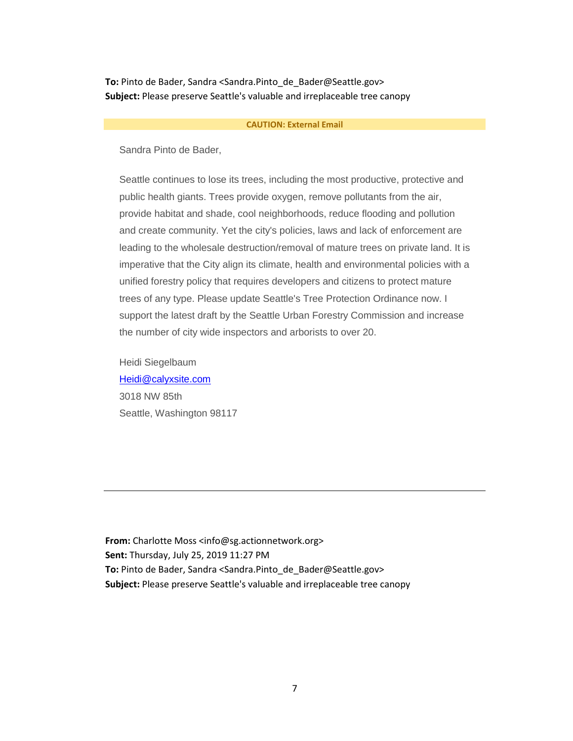**To:** Pinto de Bader, Sandra <Sandra.Pinto_de_Bader@Seattle.gov>
**Subject:** Please preserve Seattle's valuable and irreplaceable tree canopy

**CAUTION: External Email**

Sandra Pinto de Bader,

Seattle continues to lose its trees, including the most productive, protective and public health giants. Trees provide oxygen, remove pollutants from the air, provide habitat and shade, cool neighborhoods, reduce flooding and pollution and create community. Yet the city's policies, laws and lack of enforcement are leading to the wholesale destruction/removal of mature trees on private land. It is imperative that the City align its climate, health and environmental policies with a unified forestry policy that requires developers and citizens to protect mature trees of any type. Please update Seattle's Tree Protection Ordinance now. I support the latest draft by the Seattle Urban Forestry Commission and increase the number of city wide inspectors and arborists to over 20.

Heidi Siegelbaum
Heidi@calyxsite.com
3018 NW 85th
Seattle, Washington 98117

---

**From:** Charlotte Moss <info@sg.actionnetwork.org>
**Sent:** Thursday, July 25, 2019 11:27 PM
**To:** Pinto de Bader, Sandra <Sandra.Pinto_de_Bader@Seattle.gov>
**Subject:** Please preserve Seattle's valuable and irreplaceable tree canopy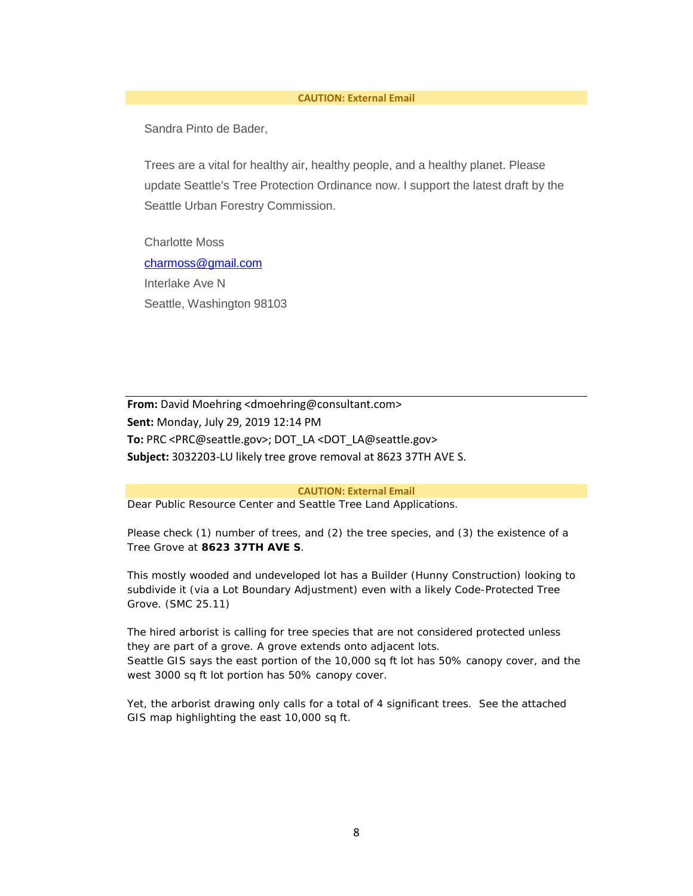**CAUTION: External Email**

Sandra Pinto de Bader,

Trees are a vital for healthy air, healthy people, and a healthy planet. Please update Seattle's Tree Protection Ordinance now. I support the latest draft by the Seattle Urban Forestry Commission.

Charlotte Moss
charmoss@gmail.com
Interlake Ave N
Seattle, Washington 98103

---

**From:** David Moehring <dmoehring@consultant.com>
**Sent:** Monday, July 29, 2019 12:14 PM
**To:** PRC <PRC@seattle.gov>; DOT_LA <DOT_LA@seattle.gov>
**Subject:** 3032203-LU likely tree grove removal at 8623 37TH AVE S.

**CAUTION: External Email**

Dear Public Resource Center and Seattle Tree Land Applications.

Please check (1) number of trees, and (2) the tree species, and (3) the existence of a Tree Grove at **8623 37TH AVE S**.

This mostly wooded and undeveloped lot has a Builder (Hunny Construction) looking to subdivide it (via a Lot Boundary Adjustment) even with a likely Code-Protected Tree Grove. (SMC 25.11)

The hired arborist is calling for tree species that are not considered protected unless they are part of a grove. A grove extends onto adjacent lots.
Seattle GIS says the east portion of the 10,000 sq ft lot has 50% canopy cover, and the west 3000 sq ft lot portion has 50% canopy cover.

Yet, the arborist drawing only calls for a total of 4 significant trees. See the attached GIS map highlighting the east 10,000 sq ft.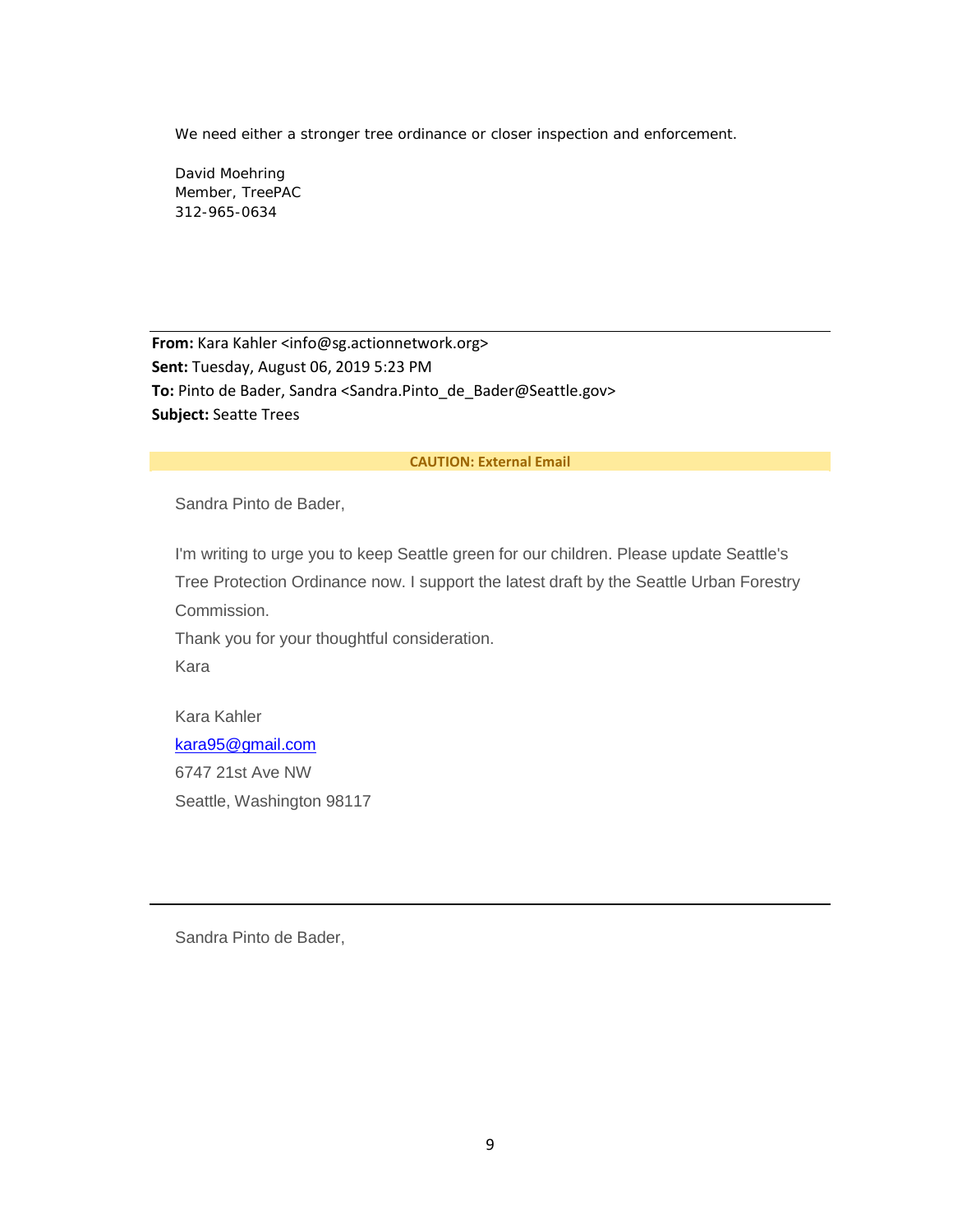We need either a stronger tree ordinance or closer inspection and enforcement.

David Moehring
Member, TreePAC
312-965-0634

---

**From:** Kara Kahler <info@sg.actionnetwork.org>
**Sent:** Tuesday, August 06, 2019 5:23 PM
**To:** Pinto de Bader, Sandra <Sandra.Pinto_de_Bader@Seattle.gov>
**Subject:** Seatte Trees

**CAUTION: External Email**

Sandra Pinto de Bader,

I'm writing to urge you to keep Seattle green for our children. Please update Seattle's Tree Protection Ordinance now. I support the latest draft by the Seattle Urban Forestry Commission.
Thank you for your thoughtful consideration.
Kara

Kara Kahler
kara95@gmail.com
6747 21st Ave NW
Seattle, Washington 98117

---

Sandra Pinto de Bader,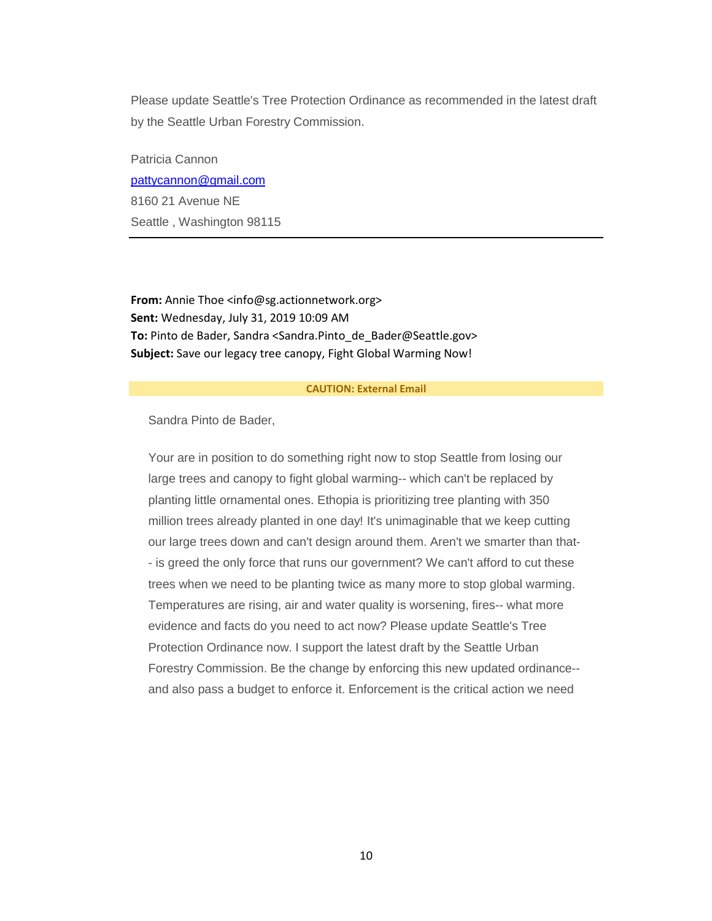Please update Seattle's Tree Protection Ordinance as recommended in the latest draft by the Seattle Urban Forestry Commission.

Patricia Cannon
pattycannon@gmail.com
8160 21 Avenue NE
Seattle , Washington 98115

---

**From:** Annie Thoe <info@sg.actionnetwork.org>
**Sent:** Wednesday, July 31, 2019 10:09 AM
**To:** Pinto de Bader, Sandra <Sandra.Pinto_de_Bader@Seattle.gov>
**Subject:** Save our legacy tree canopy, Fight Global Warming Now!

**CAUTION: External Email**

Sandra Pinto de Bader,

Your are in position to do something right now to stop Seattle from losing our large trees and canopy to fight global warming-- which can't be replaced by planting little ornamental ones. Ethopia is prioritizing tree planting with 350 million trees already planted in one day! It's unimaginable that we keep cutting our large trees down and can't design around them. Aren't we smarter than that-- is greed the only force that runs our government? We can't afford to cut these trees when we need to be planting twice as many more to stop global warming. Temperatures are rising, air and water quality is worsening, fires-- what more evidence and facts do you need to act now? Please update Seattle's Tree Protection Ordinance now. I support the latest draft by the Seattle Urban Forestry Commission. Be the change by enforcing this new updated ordinance-- and also pass a budget to enforce it. Enforcement is the critical action we need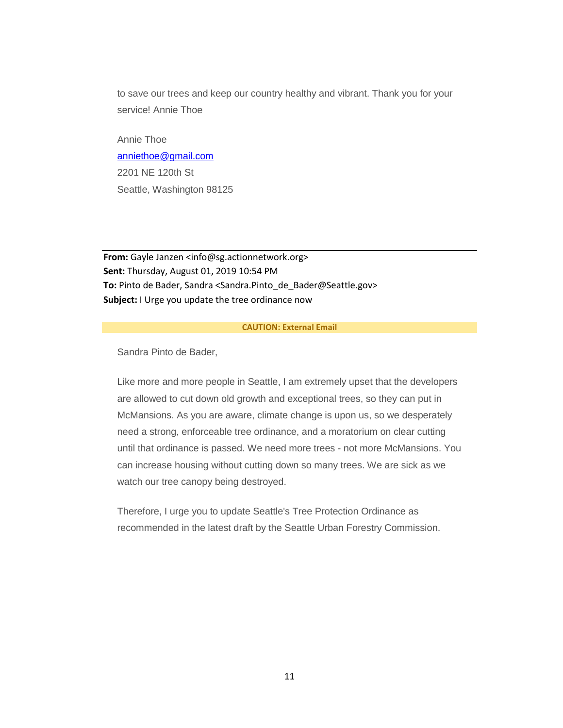to save our trees and keep our country healthy and vibrant. Thank you for your service! Annie Thoe

Annie Thoe
anniethoe@gmail.com
2201 NE 120th St
Seattle, Washington 98125

---

**From:** Gayle Janzen <info@sg.actionnetwork.org>
**Sent:** Thursday, August 01, 2019 10:54 PM
**To:** Pinto de Bader, Sandra <Sandra.Pinto_de_Bader@Seattle.gov>
**Subject:** I Urge you update the tree ordinance now

**CAUTION: External Email**

Sandra Pinto de Bader,

Like more and more people in Seattle, I am extremely upset that the developers are allowed to cut down old growth and exceptional trees, so they can put in McMansions. As you are aware, climate change is upon us, so we desperately need a strong, enforceable tree ordinance, and a moratorium on clear cutting until that ordinance is passed. We need more trees - not more McMansions. You can increase housing without cutting down so many trees. We are sick as we watch our tree canopy being destroyed.

Therefore, I urge you to update Seattle's Tree Protection Ordinance as recommended in the latest draft by the Seattle Urban Forestry Commission.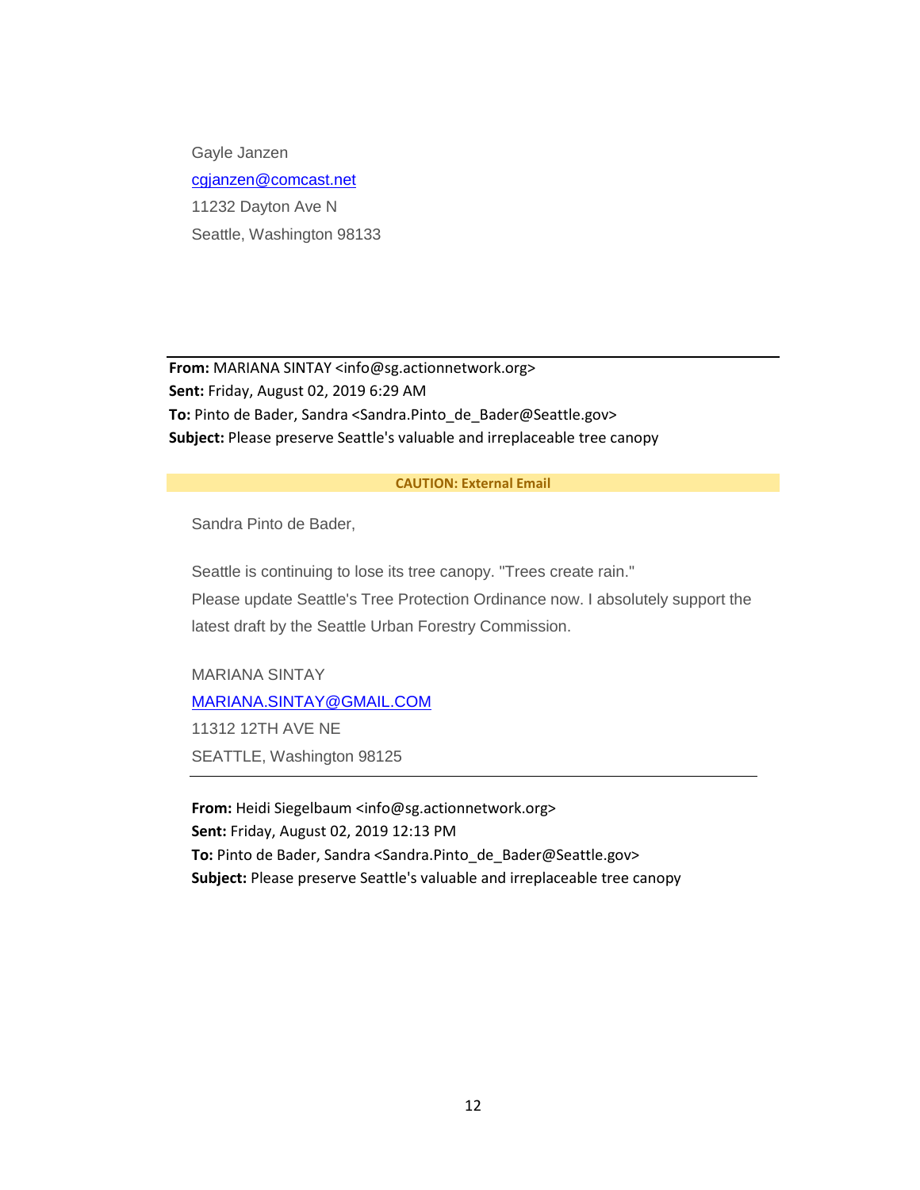Gayle Janzen

cgjanzen@comcast.net

11232 Dayton Ave N

Seattle, Washington 98133

---

**From:** MARIANA SINTAY <info@sg.actionnetwork.org>
**Sent:** Friday, August 02, 2019 6:29 AM
**To:** Pinto de Bader, Sandra <Sandra.Pinto_de_Bader@Seattle.gov>
**Subject:** Please preserve Seattle's valuable and irreplaceable tree canopy

**CAUTION: External Email**

Sandra Pinto de Bader,

Seattle is continuing to lose its tree canopy. "Trees create rain."
Please update Seattle's Tree Protection Ordinance now. I absolutely support the latest draft by the Seattle Urban Forestry Commission.

MARIANA SINTAY

MARIANA.SINTAY@GMAIL.COM

11312 12TH AVE NE

SEATTLE, Washington 98125

---

**From:** Heidi Siegelbaum <info@sg.actionnetwork.org>
**Sent:** Friday, August 02, 2019 12:13 PM
**To:** Pinto de Bader, Sandra <Sandra.Pinto_de_Bader@Seattle.gov>
**Subject:** Please preserve Seattle's valuable and irreplaceable tree canopy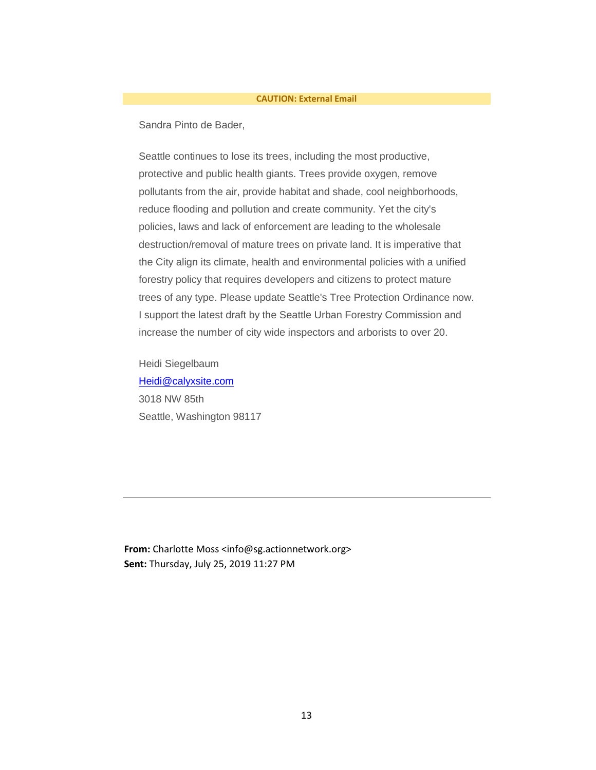**CAUTION: External Email**

Sandra Pinto de Bader,

Seattle continues to lose its trees, including the most productive, protective and public health giants. Trees provide oxygen, remove pollutants from the air, provide habitat and shade, cool neighborhoods, reduce flooding and pollution and create community. Yet the city's policies, laws and lack of enforcement are leading to the wholesale destruction/removal of mature trees on private land. It is imperative that the City align its climate, health and environmental policies with a unified forestry policy that requires developers and citizens to protect mature trees of any type. Please update Seattle's Tree Protection Ordinance now. I support the latest draft by the Seattle Urban Forestry Commission and increase the number of city wide inspectors and arborists to over 20.

Heidi Siegelbaum
Heidi@calyxsite.com
3018 NW 85th
Seattle, Washington 98117

---

**From:** Charlotte Moss <info@sg.actionnetwork.org>
**Sent:** Thursday, July 25, 2019 11:27 PM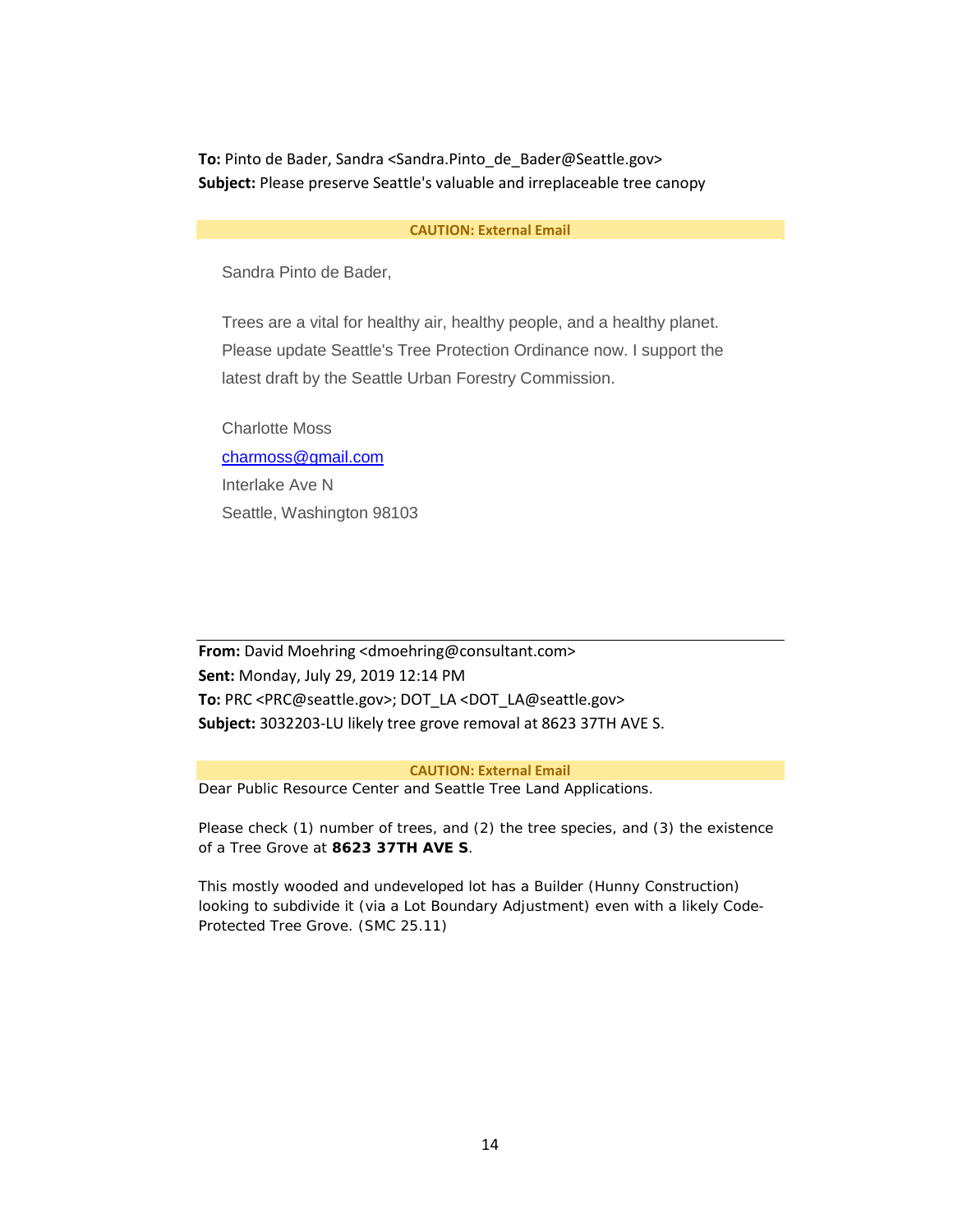**To:** Pinto de Bader, Sandra <Sandra.Pinto_de_Bader@Seattle.gov>
**Subject:** Please preserve Seattle's valuable and irreplaceable tree canopy

**CAUTION: External Email**

Sandra Pinto de Bader,

Trees are a vital for healthy air, healthy people, and a healthy planet. Please update Seattle's Tree Protection Ordinance now. I support the latest draft by the Seattle Urban Forestry Commission.

Charlotte Moss
charmoss@gmail.com
Interlake Ave N
Seattle, Washington 98103

---

**From:** David Moehring <dmoehring@consultant.com>
**Sent:** Monday, July 29, 2019 12:14 PM
**To:** PRC <PRC@seattle.gov>; DOT_LA <DOT_LA@seattle.gov>
**Subject:** 3032203-LU likely tree grove removal at 8623 37TH AVE S.

**CAUTION: External Email**

Dear Public Resource Center and Seattle Tree Land Applications.

Please check (1) number of trees, and (2) the tree species, and (3) the existence of a Tree Grove at **8623 37TH AVE S**.

This mostly wooded and undeveloped lot has a Builder (Hunny Construction) looking to subdivide it (via a Lot Boundary Adjustment) even with a likely Code-Protected Tree Grove. (SMC 25.11)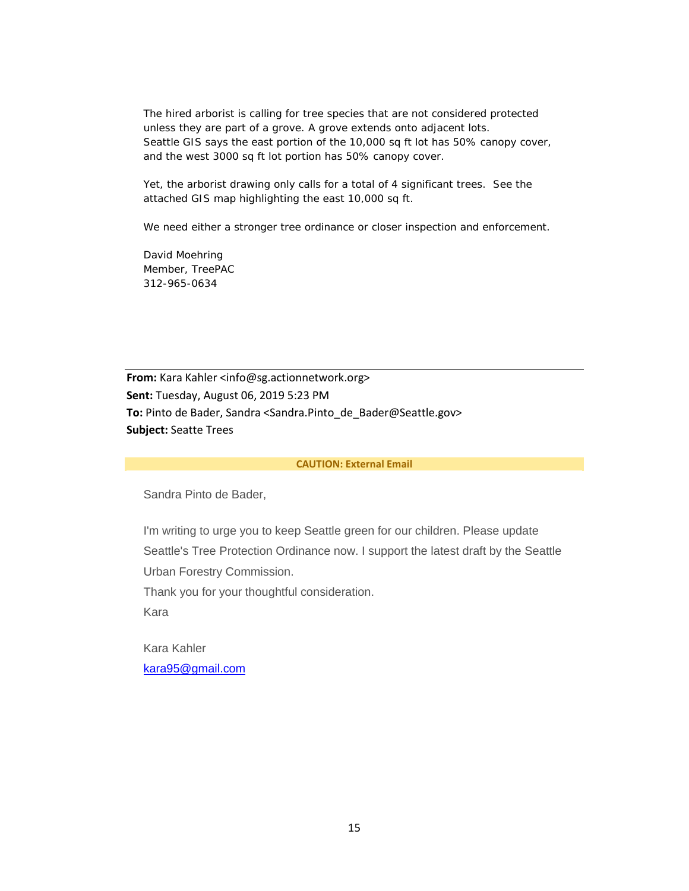The hired arborist is calling for tree species that are not considered protected unless they are part of a grove. A grove extends onto adjacent lots.
Seattle GIS says the east portion of the 10,000 sq ft lot has 50% canopy cover, and the west 3000 sq ft lot portion has 50% canopy cover.

Yet, the arborist drawing only calls for a total of 4 significant trees. See the attached GIS map highlighting the east 10,000 sq ft.

We need either a stronger tree ordinance or closer inspection and enforcement.

David Moehring
Member, TreePAC
312-965-0634

---

**From:** Kara Kahler <info@sg.actionnetwork.org>
**Sent:** Tuesday, August 06, 2019 5:23 PM
**To:** Pinto de Bader, Sandra <Sandra.Pinto_de_Bader@Seattle.gov>
**Subject:** Seatte Trees

**CAUTION: External Email**

Sandra Pinto de Bader,

I'm writing to urge you to keep Seattle green for our children. Please update Seattle's Tree Protection Ordinance now. I support the latest draft by the Seattle Urban Forestry Commission.
Thank you for your thoughtful consideration.
Kara

Kara Kahler
kara95@gmail.com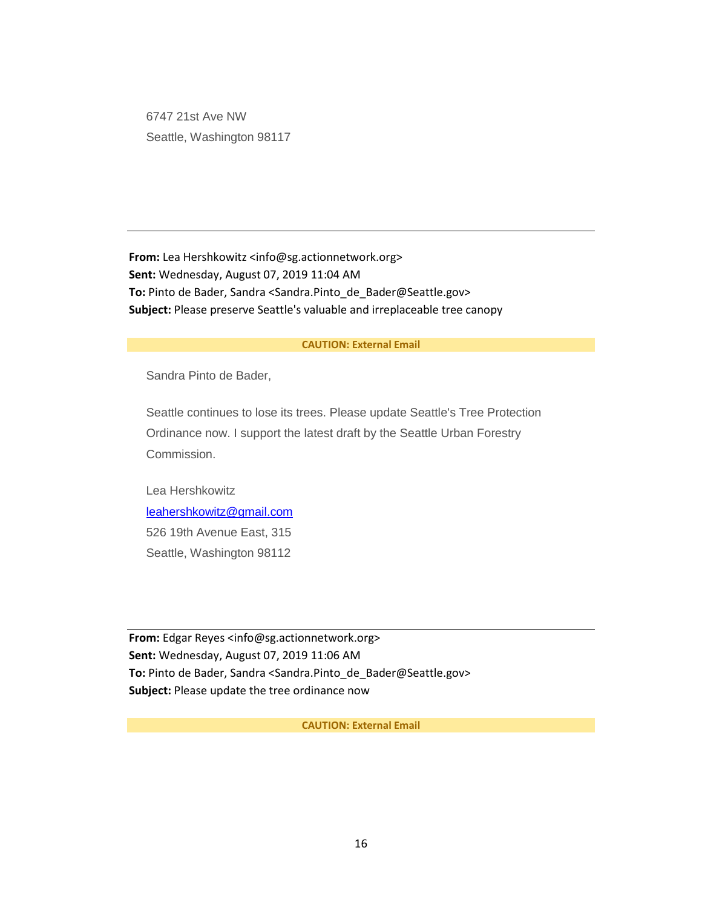6747 21st Ave NW

Seattle, Washington 98117

---

**From:** Lea Hershkowitz <info@sg.actionnetwork.org>
**Sent:** Wednesday, August 07, 2019 11:04 AM
**To:** Pinto de Bader, Sandra <Sandra.Pinto_de_Bader@Seattle.gov>
**Subject:** Please preserve Seattle's valuable and irreplaceable tree canopy

**CAUTION: External Email**

Sandra Pinto de Bader,

Seattle continues to lose its trees. Please update Seattle's Tree Protection Ordinance now. I support the latest draft by the Seattle Urban Forestry Commission.

Lea Hershkowitz

leahershkowitz@gmail.com

526 19th Avenue East, 315

Seattle, Washington 98112

---

**From:** Edgar Reyes <info@sg.actionnetwork.org>
**Sent:** Wednesday, August 07, 2019 11:06 AM
**To:** Pinto de Bader, Sandra <Sandra.Pinto_de_Bader@Seattle.gov>
**Subject:** Please update the tree ordinance now

**CAUTION: External Email**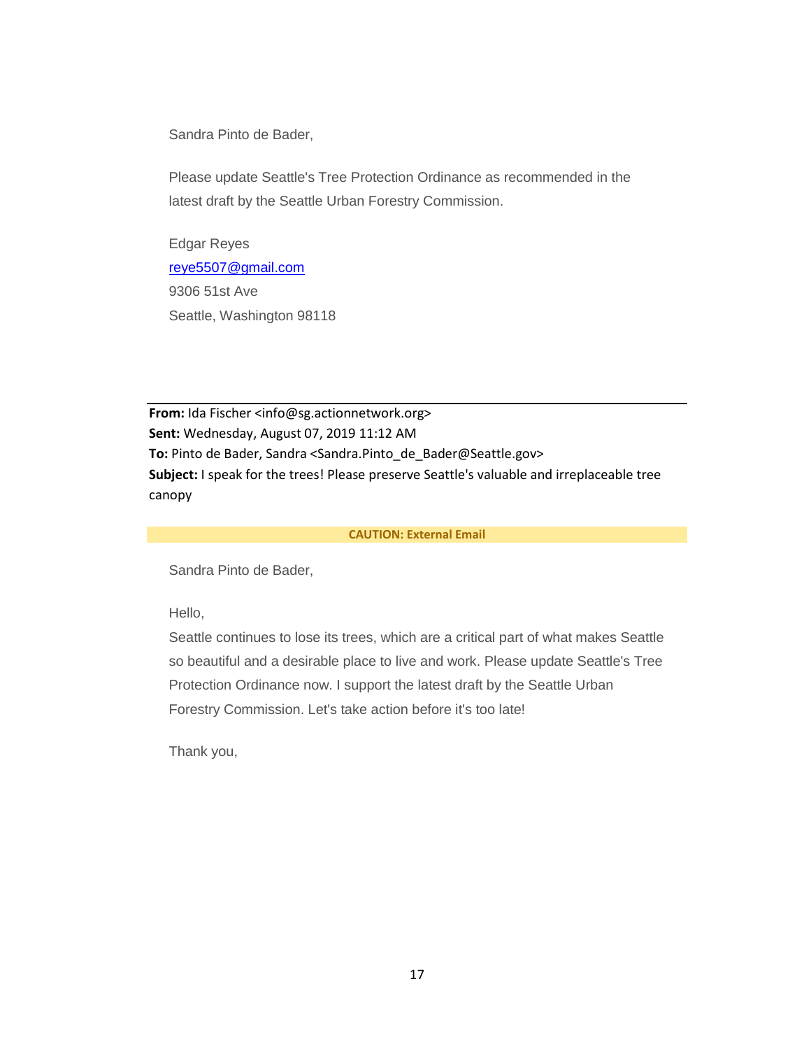Sandra Pinto de Bader,

Please update Seattle's Tree Protection Ordinance as recommended in the latest draft by the Seattle Urban Forestry Commission.

Edgar Reyes
reye5507@gmail.com
9306 51st Ave
Seattle, Washington 98118

---

**From:** Ida Fischer <info@sg.actionnetwork.org>
**Sent:** Wednesday, August 07, 2019 11:12 AM
**To:** Pinto de Bader, Sandra <Sandra.Pinto_de_Bader@Seattle.gov>
**Subject:** I speak for the trees! Please preserve Seattle's valuable and irreplaceable tree canopy

**CAUTION: External Email**

Sandra Pinto de Bader,

Hello,
Seattle continues to lose its trees, which are a critical part of what makes Seattle so beautiful and a desirable place to live and work. Please update Seattle's Tree Protection Ordinance now. I support the latest draft by the Seattle Urban Forestry Commission. Let's take action before it's too late!

Thank you,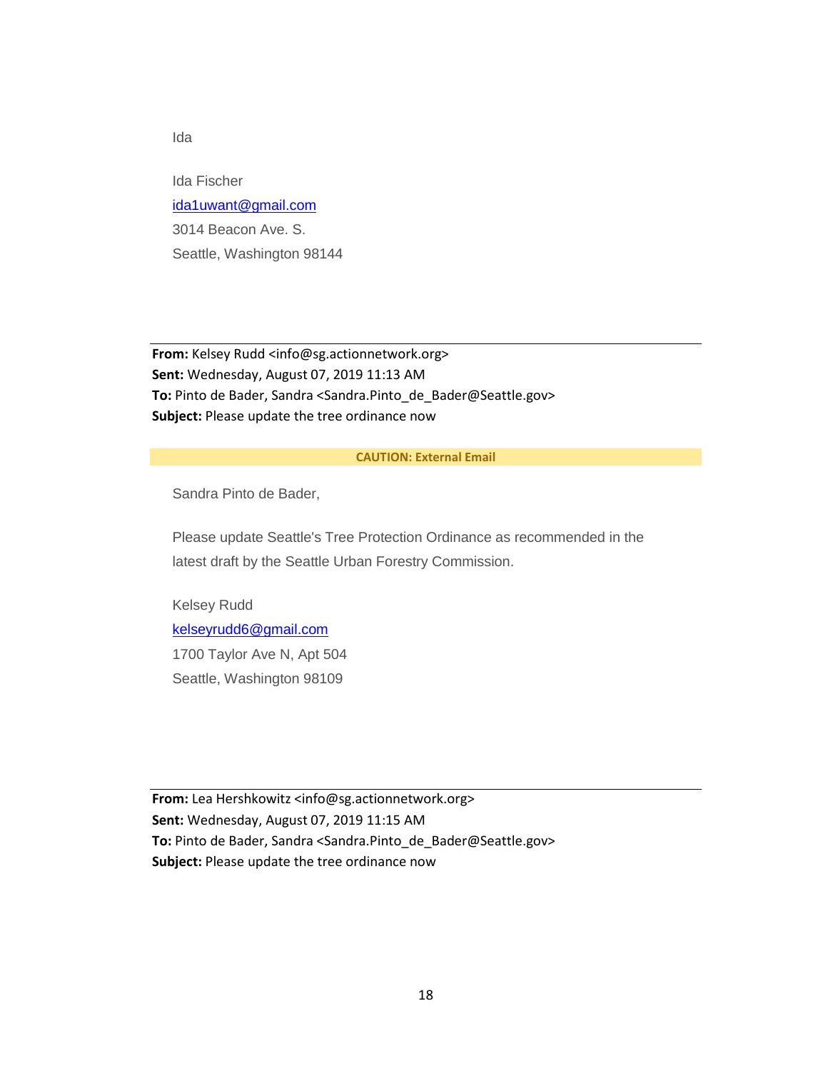Ida

Ida Fischer
ida1uwant@gmail.com
3014 Beacon Ave. S.
Seattle, Washington 98144

---

**From:** Kelsey Rudd <info@sg.actionnetwork.org>
**Sent:** Wednesday, August 07, 2019 11:13 AM
**To:** Pinto de Bader, Sandra <Sandra.Pinto_de_Bader@Seattle.gov>
**Subject:** Please update the tree ordinance now

**CAUTION: External Email**

Sandra Pinto de Bader,

Please update Seattle's Tree Protection Ordinance as recommended in the latest draft by the Seattle Urban Forestry Commission.

Kelsey Rudd
kelseyrudd6@gmail.com
1700 Taylor Ave N, Apt 504
Seattle, Washington 98109

---

**From:** Lea Hershkowitz <info@sg.actionnetwork.org>
**Sent:** Wednesday, August 07, 2019 11:15 AM
**To:** Pinto de Bader, Sandra <Sandra.Pinto_de_Bader@Seattle.gov>
**Subject:** Please update the tree ordinance now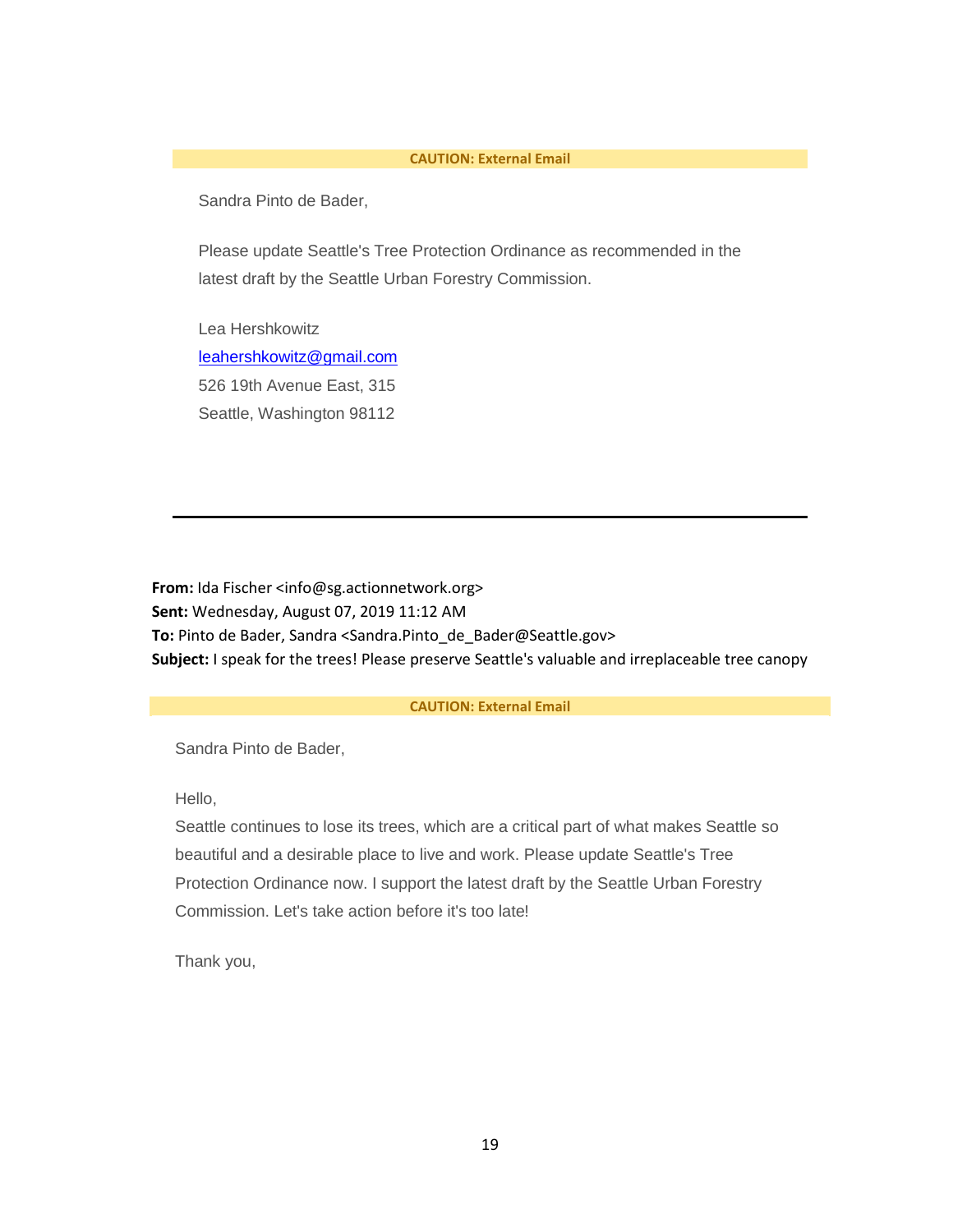**CAUTION: External Email**

Sandra Pinto de Bader,

Please update Seattle's Tree Protection Ordinance as recommended in the latest draft by the Seattle Urban Forestry Commission.

Lea Hershkowitz
leahershkowitz@gmail.com
526 19th Avenue East, 315
Seattle, Washington 98112

---

**From:** Ida Fischer <info@sg.actionnetwork.org>
**Sent:** Wednesday, August 07, 2019 11:12 AM
**To:** Pinto de Bader, Sandra <Sandra.Pinto_de_Bader@Seattle.gov>
**Subject:** I speak for the trees! Please preserve Seattle's valuable and irreplaceable tree canopy

**CAUTION: External Email**

Sandra Pinto de Bader,

Hello,
Seattle continues to lose its trees, which are a critical part of what makes Seattle so beautiful and a desirable place to live and work. Please update Seattle's Tree Protection Ordinance now. I support the latest draft by the Seattle Urban Forestry Commission. Let's take action before it's too late!

Thank you,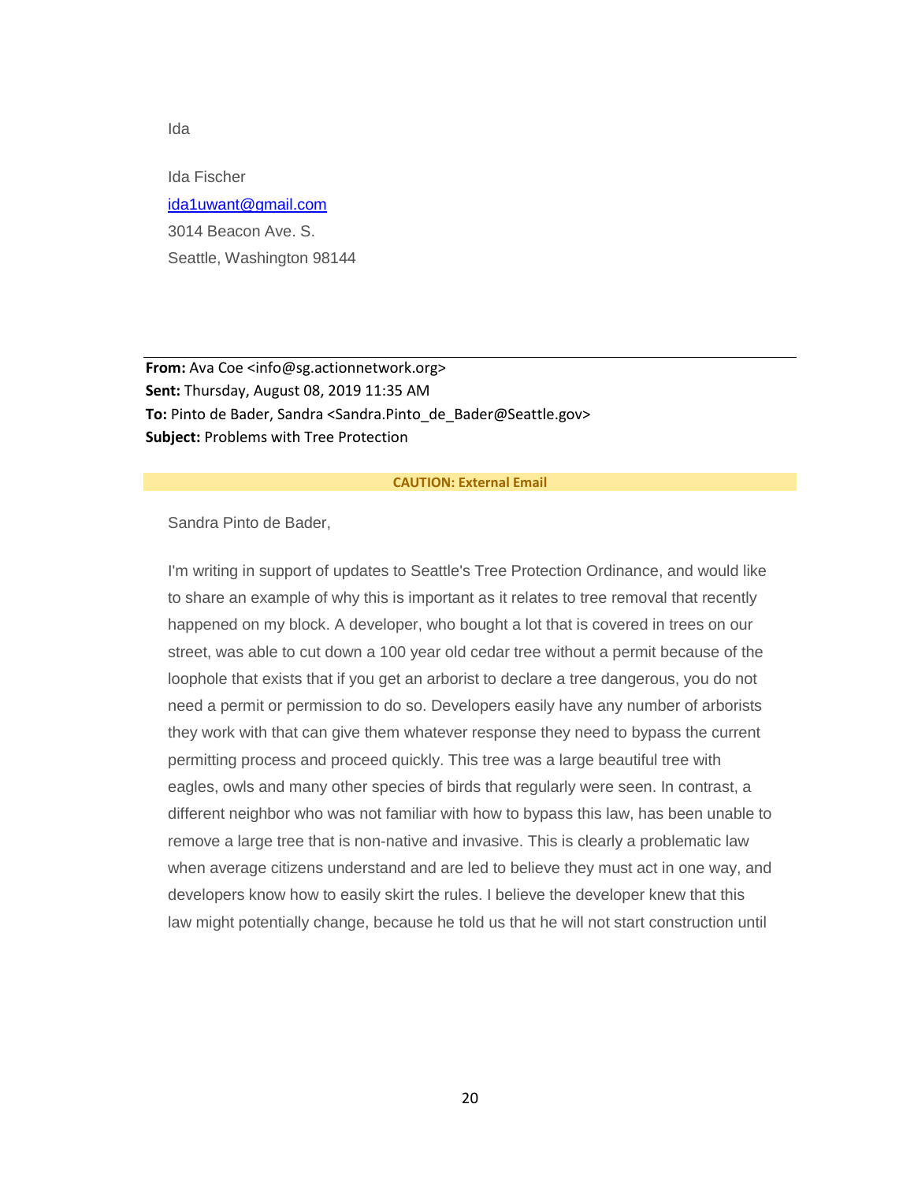Ida

Ida Fischer
ida1uwant@gmail.com
3014 Beacon Ave. S.
Seattle, Washington 98144

---

**From:** Ava Coe <info@sg.actionnetwork.org>
**Sent:** Thursday, August 08, 2019 11:35 AM
**To:** Pinto de Bader, Sandra <Sandra.Pinto_de_Bader@Seattle.gov>
**Subject:** Problems with Tree Protection

**CAUTION: External Email**

Sandra Pinto de Bader,

I'm writing in support of updates to Seattle's Tree Protection Ordinance, and would like to share an example of why this is important as it relates to tree removal that recently happened on my block. A developer, who bought a lot that is covered in trees on our street, was able to cut down a 100 year old cedar tree without a permit because of the loophole that exists that if you get an arborist to declare a tree dangerous, you do not need a permit or permission to do so. Developers easily have any number of arborists they work with that can give them whatever response they need to bypass the current permitting process and proceed quickly. This tree was a large beautiful tree with eagles, owls and many other species of birds that regularly were seen. In contrast, a different neighbor who was not familiar with how to bypass this law, has been unable to remove a large tree that is non-native and invasive. This is clearly a problematic law when average citizens understand and are led to believe they must act in one way, and developers know how to easily skirt the rules. I believe the developer knew that this law might potentially change, because he told us that he will not start construction until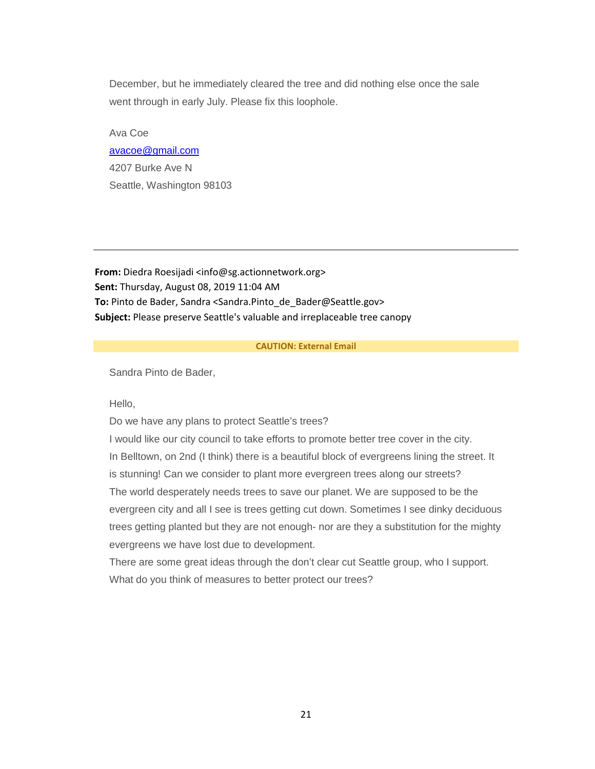December, but he immediately cleared the tree and did nothing else once the sale went through in early July. Please fix this loophole.

Ava Coe
avacoe@gmail.com
4207 Burke Ave N
Seattle, Washington 98103

---

**From:** Diedra Roesijadi <info@sg.actionnetwork.org>
**Sent:** Thursday, August 08, 2019 11:04 AM
**To:** Pinto de Bader, Sandra <Sandra.Pinto_de_Bader@Seattle.gov>
**Subject:** Please preserve Seattle's valuable and irreplaceable tree canopy

**CAUTION: External Email**

Sandra Pinto de Bader,

Hello,
Do we have any plans to protect Seattle's trees?
I would like our city council to take efforts to promote better tree cover in the city.
In Belltown, on 2nd (I think) there is a beautiful block of evergreens lining the street. It is stunning! Can we consider to plant more evergreen trees along our streets?
The world desperately needs trees to save our planet. We are supposed to be the evergreen city and all I see is trees getting cut down. Sometimes I see dinky deciduous trees getting planted but they are not enough- nor are they a substitution for the mighty evergreens we have lost due to development.
There are some great ideas through the don't clear cut Seattle group, who I support.
What do you think of measures to better protect our trees?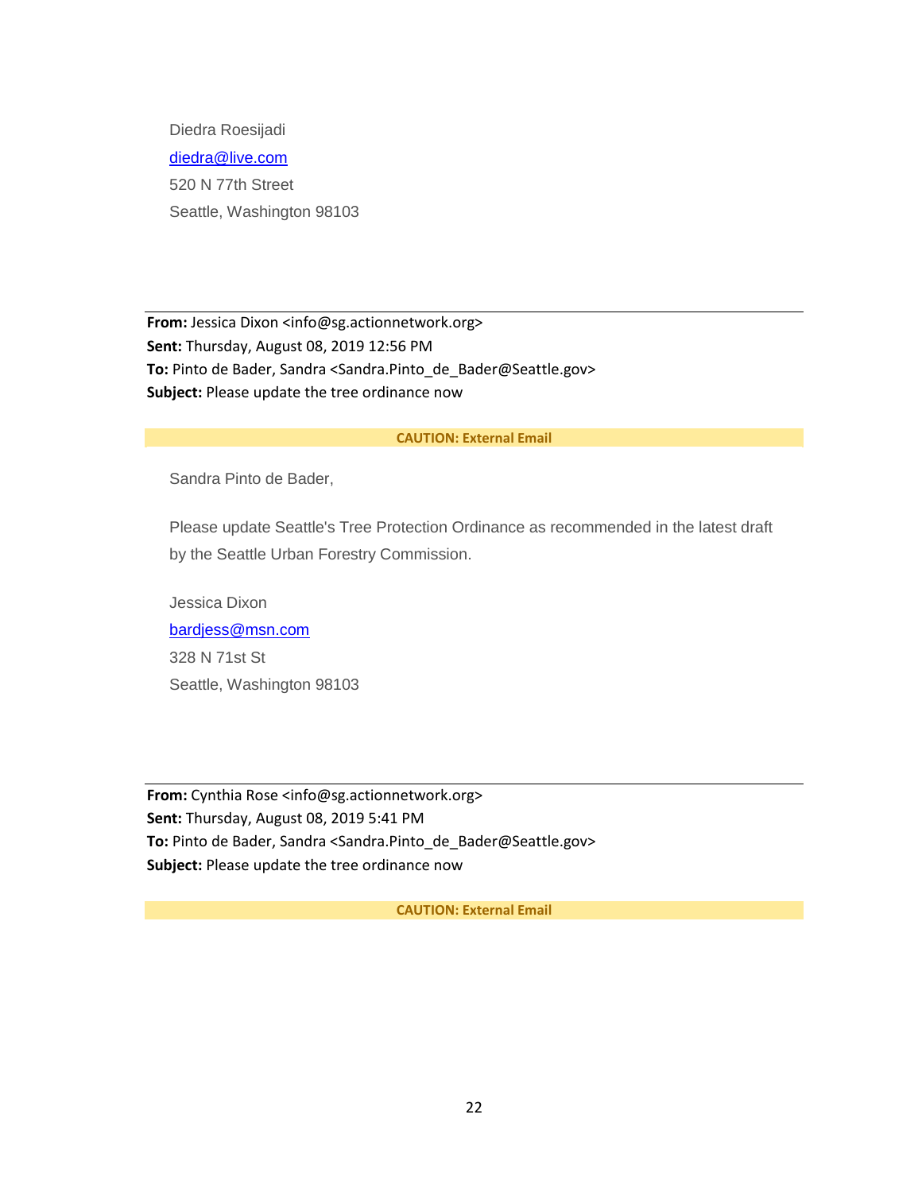Diedra Roesijadi
diedra@live.com
520 N 77th Street
Seattle, Washington 98103

---

**From:** Jessica Dixon <info@sg.actionnetwork.org>
**Sent:** Thursday, August 08, 2019 12:56 PM
**To:** Pinto de Bader, Sandra <Sandra.Pinto_de_Bader@Seattle.gov>
**Subject:** Please update the tree ordinance now

**CAUTION: External Email**

Sandra Pinto de Bader,

Please update Seattle's Tree Protection Ordinance as recommended in the latest draft by the Seattle Urban Forestry Commission.

Jessica Dixon
bardjess@msn.com
328 N 71st St
Seattle, Washington 98103

---

**From:** Cynthia Rose <info@sg.actionnetwork.org>
**Sent:** Thursday, August 08, 2019 5:41 PM
**To:** Pinto de Bader, Sandra <Sandra.Pinto_de_Bader@Seattle.gov>
**Subject:** Please update the tree ordinance now

**CAUTION: External Email**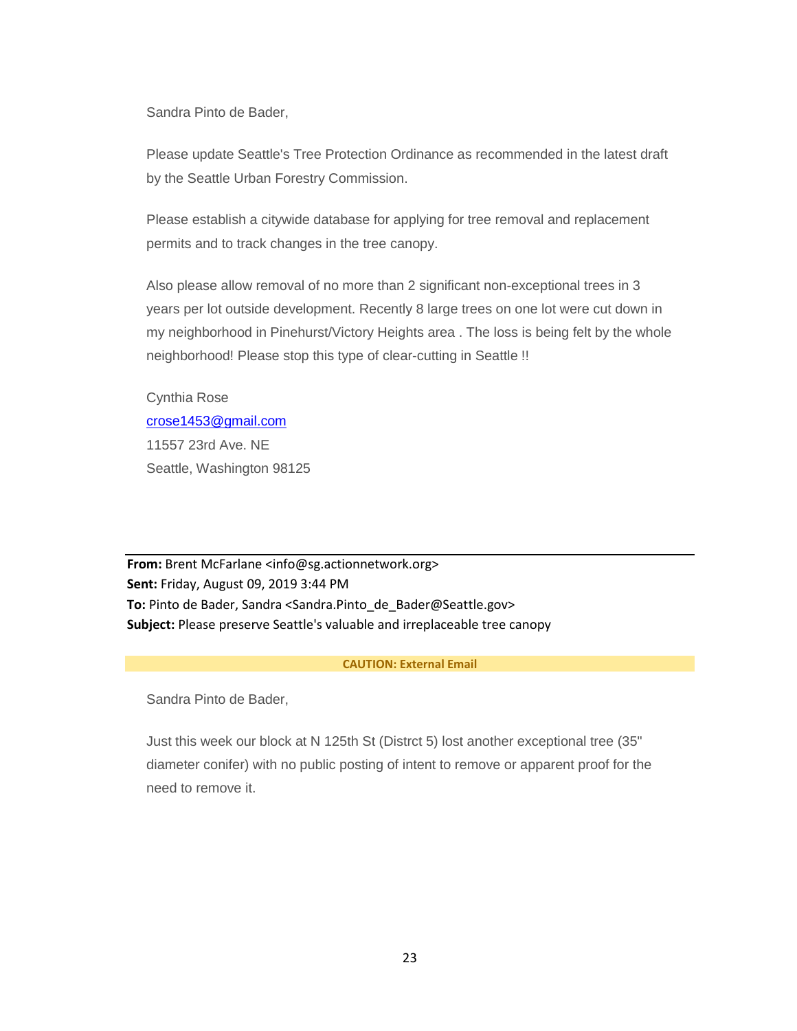Sandra Pinto de Bader,

Please update Seattle's Tree Protection Ordinance as recommended in the latest draft by the Seattle Urban Forestry Commission.

Please establish a citywide database for applying for tree removal and replacement permits and to track changes in the tree canopy.

Also please allow removal of no more than 2 significant non-exceptional trees in 3 years per lot outside development. Recently 8 large trees on one lot were cut down in my neighborhood in Pinehurst/Victory Heights area . The loss is being felt by the whole neighborhood! Please stop this type of clear-cutting in Seattle !!

Cynthia Rose
crose1453@gmail.com
11557 23rd Ave. NE
Seattle, Washington 98125

---

**From:** Brent McFarlane <info@sg.actionnetwork.org>
**Sent:** Friday, August 09, 2019 3:44 PM
**To:** Pinto de Bader, Sandra <Sandra.Pinto_de_Bader@Seattle.gov>
**Subject:** Please preserve Seattle's valuable and irreplaceable tree canopy

**CAUTION: External Email**

Sandra Pinto de Bader,

Just this week our block at N 125th St (Distrct 5) lost another exceptional tree (35" diameter conifer) with no public posting of intent to remove or apparent proof for the need to remove it.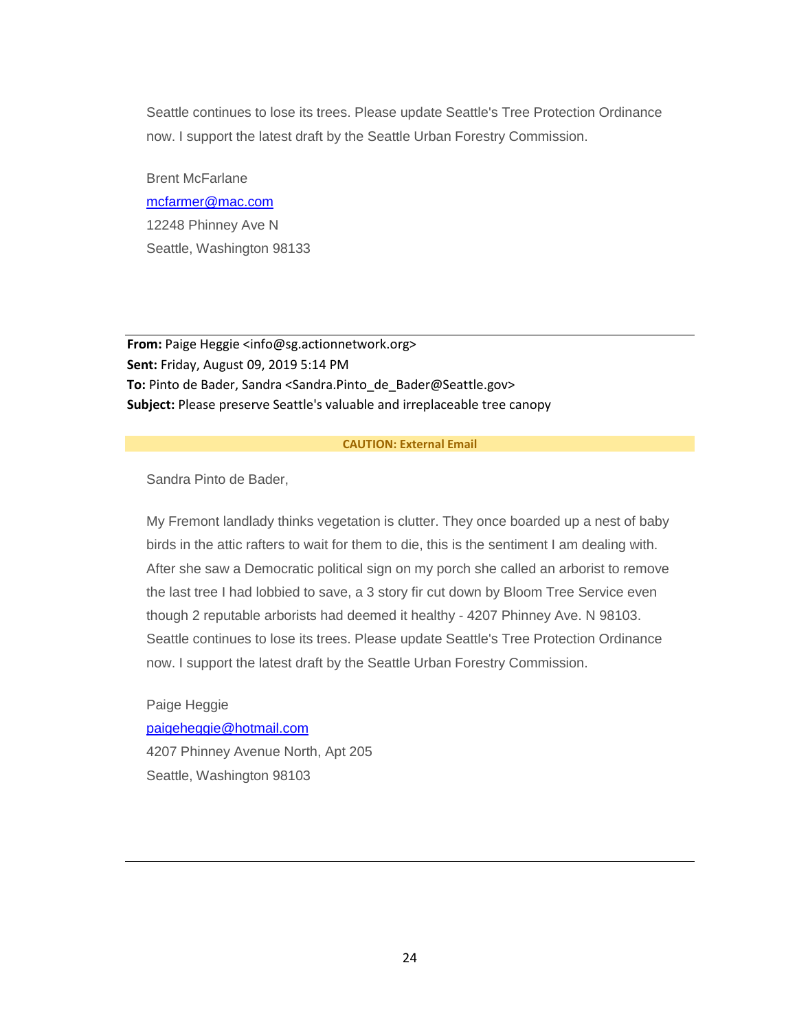Seattle continues to lose its trees. Please update Seattle's Tree Protection Ordinance now. I support the latest draft by the Seattle Urban Forestry Commission.

Brent McFarlane
mcfarmer@mac.com
12248 Phinney Ave N
Seattle, Washington 98133

---

**From:** Paige Heggie <info@sg.actionnetwork.org>
**Sent:** Friday, August 09, 2019 5:14 PM
**To:** Pinto de Bader, Sandra <Sandra.Pinto_de_Bader@Seattle.gov>
**Subject:** Please preserve Seattle's valuable and irreplaceable tree canopy

**CAUTION: External Email**

Sandra Pinto de Bader,

My Fremont landlady thinks vegetation is clutter. They once boarded up a nest of baby birds in the attic rafters to wait for them to die, this is the sentiment I am dealing with. After she saw a Democratic political sign on my porch she called an arborist to remove the last tree I had lobbied to save, a 3 story fir cut down by Bloom Tree Service even though 2 reputable arborists had deemed it healthy - 4207 Phinney Ave. N 98103. Seattle continues to lose its trees. Please update Seattle's Tree Protection Ordinance now. I support the latest draft by the Seattle Urban Forestry Commission.

Paige Heggie
paigeheggie@hotmail.com
4207 Phinney Avenue North, Apt 205
Seattle, Washington 98103

---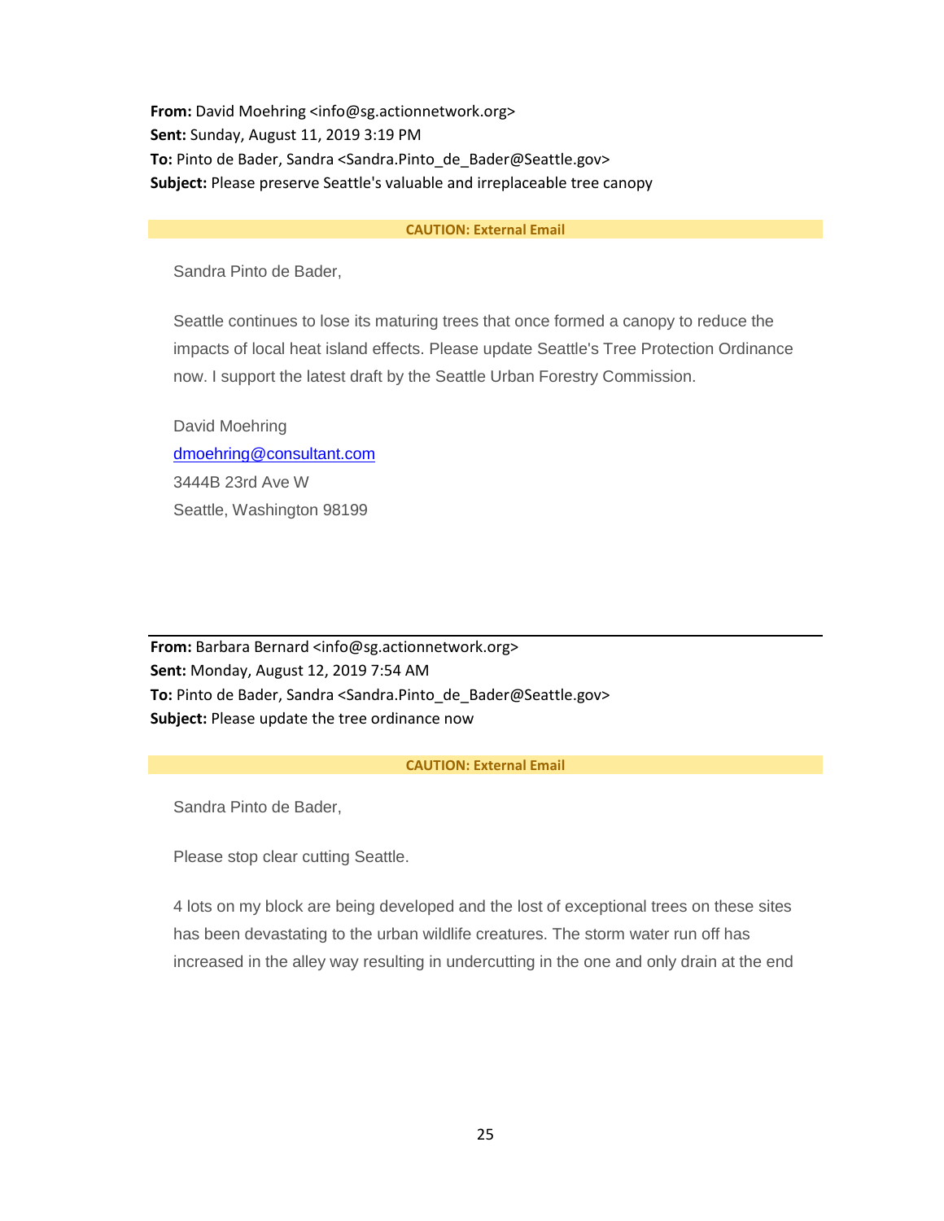**From:** David Moehring <info@sg.actionnetwork.org>
**Sent:** Sunday, August 11, 2019 3:19 PM
**To:** Pinto de Bader, Sandra <Sandra.Pinto_de_Bader@Seattle.gov>
**Subject:** Please preserve Seattle's valuable and irreplaceable tree canopy

**CAUTION: External Email**

Sandra Pinto de Bader,

Seattle continues to lose its maturing trees that once formed a canopy to reduce the impacts of local heat island effects. Please update Seattle's Tree Protection Ordinance now. I support the latest draft by the Seattle Urban Forestry Commission.

David Moehring
dmoehring@consultant.com
3444B 23rd Ave W
Seattle, Washington 98199

---

**From:** Barbara Bernard <info@sg.actionnetwork.org>
**Sent:** Monday, August 12, 2019 7:54 AM
**To:** Pinto de Bader, Sandra <Sandra.Pinto_de_Bader@Seattle.gov>
**Subject:** Please update the tree ordinance now

**CAUTION: External Email**

Sandra Pinto de Bader,

Please stop clear cutting Seattle.

4 lots on my block are being developed and the lost of exceptional trees on these sites has been devastating to the urban wildlife creatures. The storm water run off has increased in the alley way resulting in undercutting in the one and only drain at the end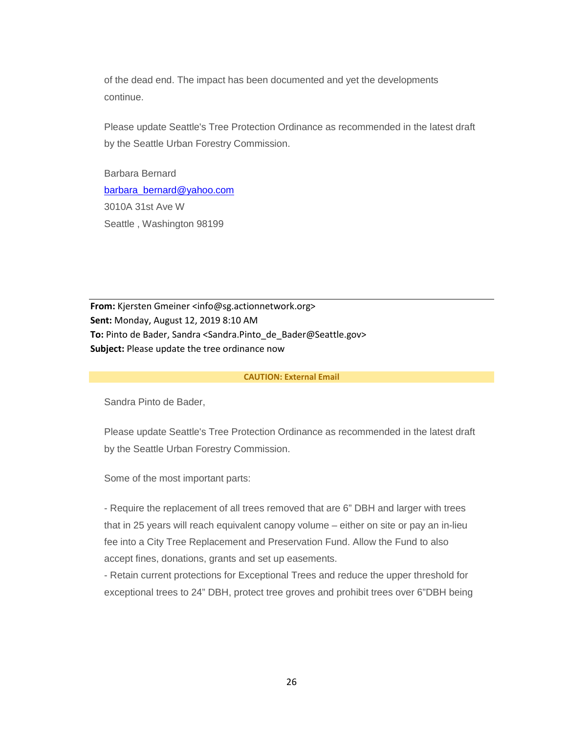of the dead end. The impact has been documented and yet the developments continue.

Please update Seattle's Tree Protection Ordinance as recommended in the latest draft by the Seattle Urban Forestry Commission.

Barbara Bernard
barbara_bernard@yahoo.com
3010A 31st Ave W
Seattle , Washington 98199

---

**From:** Kjersten Gmeiner <info@sg.actionnetwork.org>
**Sent:** Monday, August 12, 2019 8:10 AM
**To:** Pinto de Bader, Sandra <Sandra.Pinto_de_Bader@Seattle.gov>
**Subject:** Please update the tree ordinance now

**CAUTION: External Email**

Sandra Pinto de Bader,

Please update Seattle's Tree Protection Ordinance as recommended in the latest draft by the Seattle Urban Forestry Commission.

Some of the most important parts:

- Require the replacement of all trees removed that are 6" DBH and larger with trees that in 25 years will reach equivalent canopy volume – either on site or pay an in-lieu fee into a City Tree Replacement and Preservation Fund. Allow the Fund to also accept fines, donations, grants and set up easements.
- Retain current protections for Exceptional Trees and reduce the upper threshold for exceptional trees to 24" DBH, protect tree groves and prohibit trees over 6"DBH being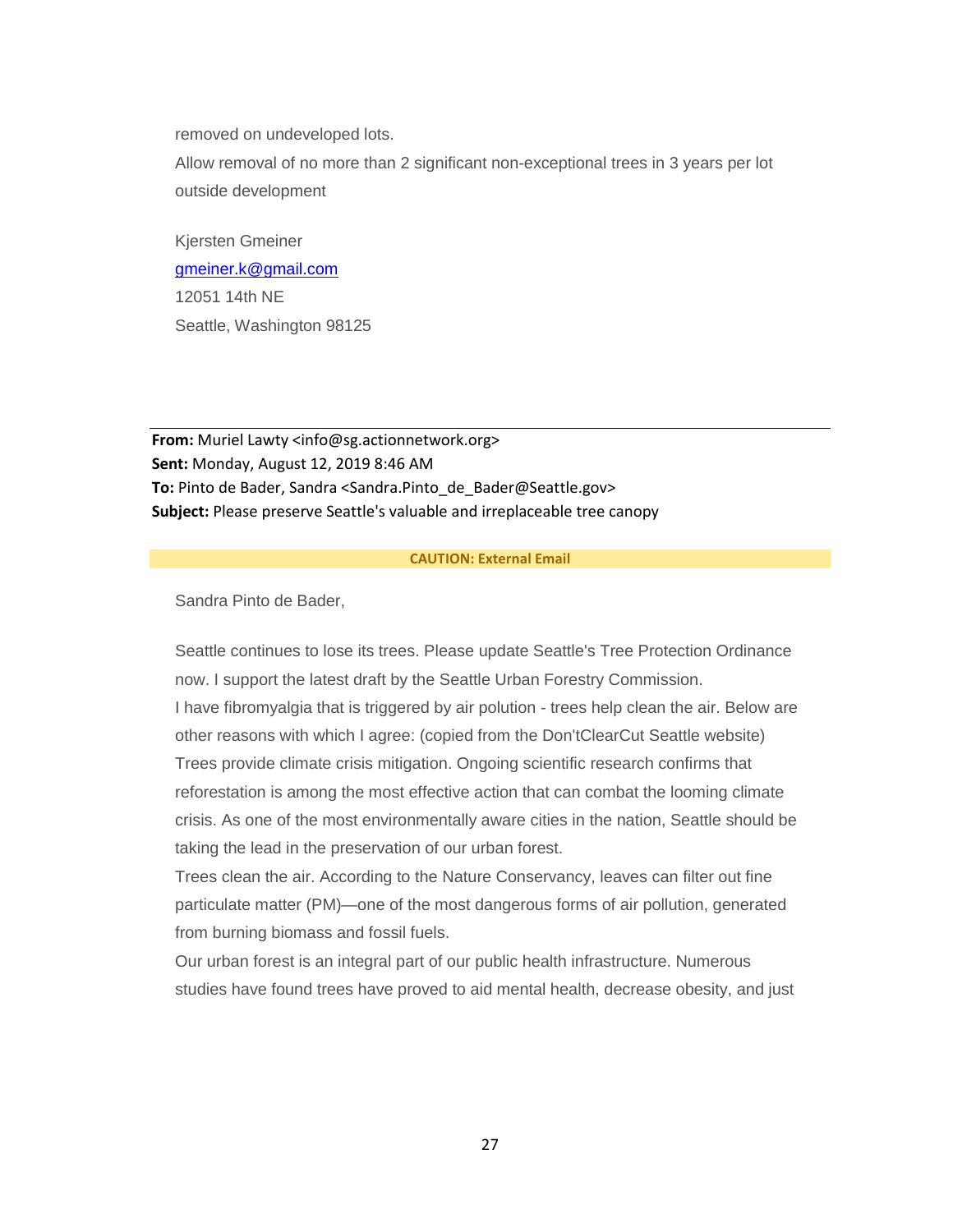removed on undeveloped lots.

Allow removal of no more than 2 significant non-exceptional trees in 3 years per lot outside development

Kjersten Gmeiner
gmeiner.k@gmail.com
12051 14th NE
Seattle, Washington 98125

---

**From:** Muriel Lawty <info@sg.actionnetwork.org>
**Sent:** Monday, August 12, 2019 8:46 AM
**To:** Pinto de Bader, Sandra <Sandra.Pinto_de_Bader@Seattle.gov>
**Subject:** Please preserve Seattle's valuable and irreplaceable tree canopy

**CAUTION: External Email**

Sandra Pinto de Bader,

Seattle continues to lose its trees. Please update Seattle's Tree Protection Ordinance now. I support the latest draft by the Seattle Urban Forestry Commission.
I have fibromyalgia that is triggered by air polution - trees help clean the air. Below are other reasons with which I agree: (copied from the Don'tClearCut Seattle website)
Trees provide climate crisis mitigation. Ongoing scientific research confirms that reforestation is among the most effective action that can combat the looming climate crisis. As one of the most environmentally aware cities in the nation, Seattle should be taking the lead in the preservation of our urban forest.
Trees clean the air. According to the Nature Conservancy, leaves can filter out fine particulate matter (PM)—one of the most dangerous forms of air pollution, generated from burning biomass and fossil fuels.
Our urban forest is an integral part of our public health infrastructure. Numerous studies have found trees have proved to aid mental health, decrease obesity, and just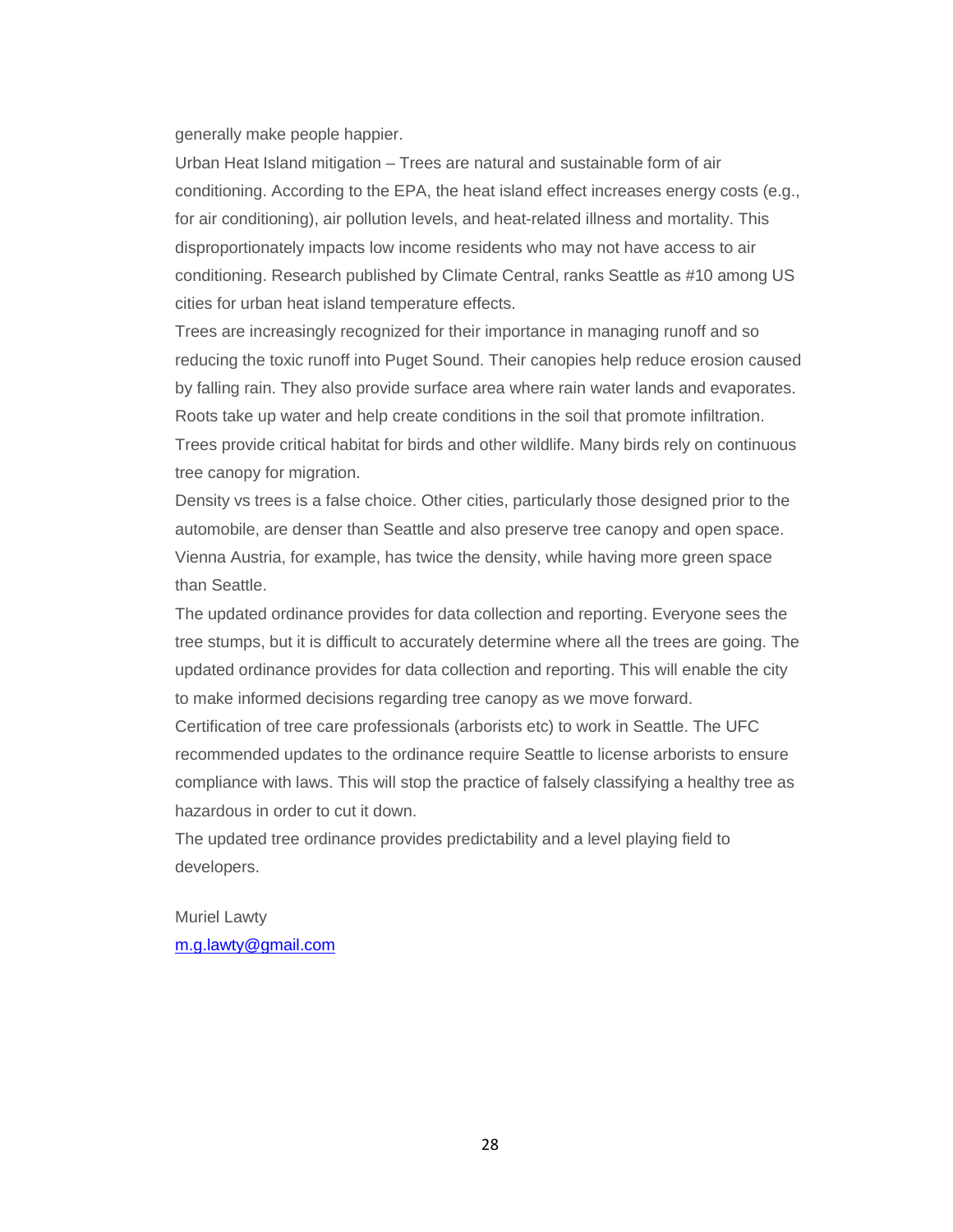generally make people happier.

Urban Heat Island mitigation – Trees are natural and sustainable form of air conditioning. According to the EPA, the heat island effect increases energy costs (e.g., for air conditioning), air pollution levels, and heat-related illness and mortality. This disproportionately impacts low income residents who may not have access to air conditioning. Research published by Climate Central, ranks Seattle as #10 among US cities for urban heat island temperature effects.

Trees are increasingly recognized for their importance in managing runoff and so reducing the toxic runoff into Puget Sound. Their canopies help reduce erosion caused by falling rain. They also provide surface area where rain water lands and evaporates. Roots take up water and help create conditions in the soil that promote infiltration.

Trees provide critical habitat for birds and other wildlife. Many birds rely on continuous tree canopy for migration.

Density vs trees is a false choice. Other cities, particularly those designed prior to the automobile, are denser than Seattle and also preserve tree canopy and open space. Vienna Austria, for example, has twice the density, while having more green space than Seattle.

The updated ordinance provides for data collection and reporting. Everyone sees the tree stumps, but it is difficult to accurately determine where all the trees are going. The updated ordinance provides for data collection and reporting. This will enable the city to make informed decisions regarding tree canopy as we move forward.

Certification of tree care professionals (arborists etc) to work in Seattle. The UFC recommended updates to the ordinance require Seattle to license arborists to ensure compliance with laws. This will stop the practice of falsely classifying a healthy tree as hazardous in order to cut it down.

The updated tree ordinance provides predictability and a level playing field to developers.

Muriel Lawty
m.g.lawty@gmail.com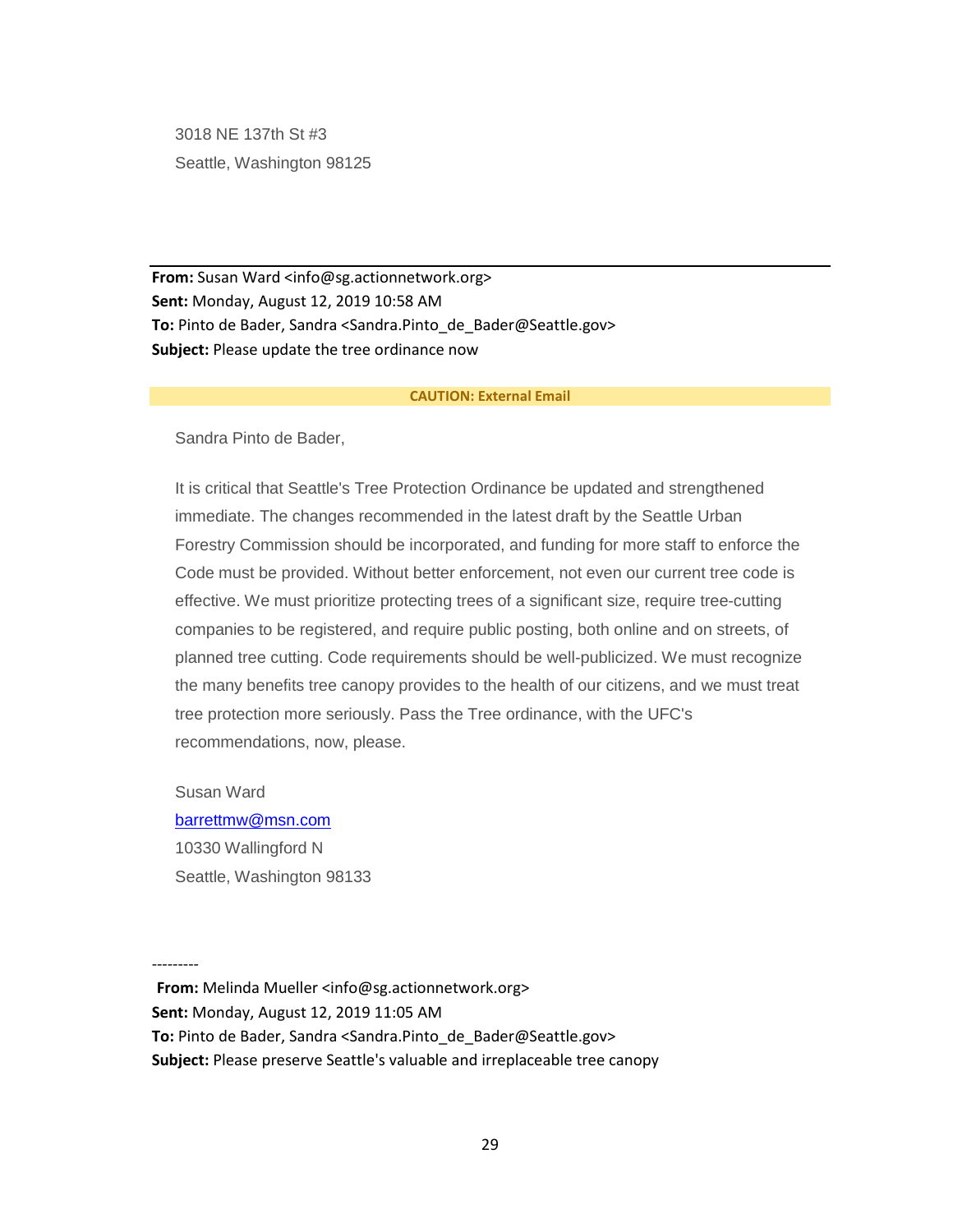3018 NE 137th St #3
Seattle, Washington 98125

---

**From:** Susan Ward <info@sg.actionnetwork.org>
**Sent:** Monday, August 12, 2019 10:58 AM
**To:** Pinto de Bader, Sandra <Sandra.Pinto_de_Bader@Seattle.gov>
**Subject:** Please update the tree ordinance now

**CAUTION: External Email**

Sandra Pinto de Bader,

It is critical that Seattle's Tree Protection Ordinance be updated and strengthened immediate. The changes recommended in the latest draft by the Seattle Urban Forestry Commission should be incorporated, and funding for more staff to enforce the Code must be provided. Without better enforcement, not even our current tree code is effective. We must prioritize protecting trees of a significant size, require tree-cutting companies to be registered, and require public posting, both online and on streets, of planned tree cutting. Code requirements should be well-publicized. We must recognize the many benefits tree canopy provides to the health of our citizens, and we must treat tree protection more seriously. Pass the Tree ordinance, with the UFC's recommendations, now, please.

Susan Ward
barrettmw@msn.com
10330 Wallingford N
Seattle, Washington 98133

---------

**From:** Melinda Mueller <info@sg.actionnetwork.org>
**Sent:** Monday, August 12, 2019 11:05 AM
**To:** Pinto de Bader, Sandra <Sandra.Pinto_de_Bader@Seattle.gov>
**Subject:** Please preserve Seattle's valuable and irreplaceable tree canopy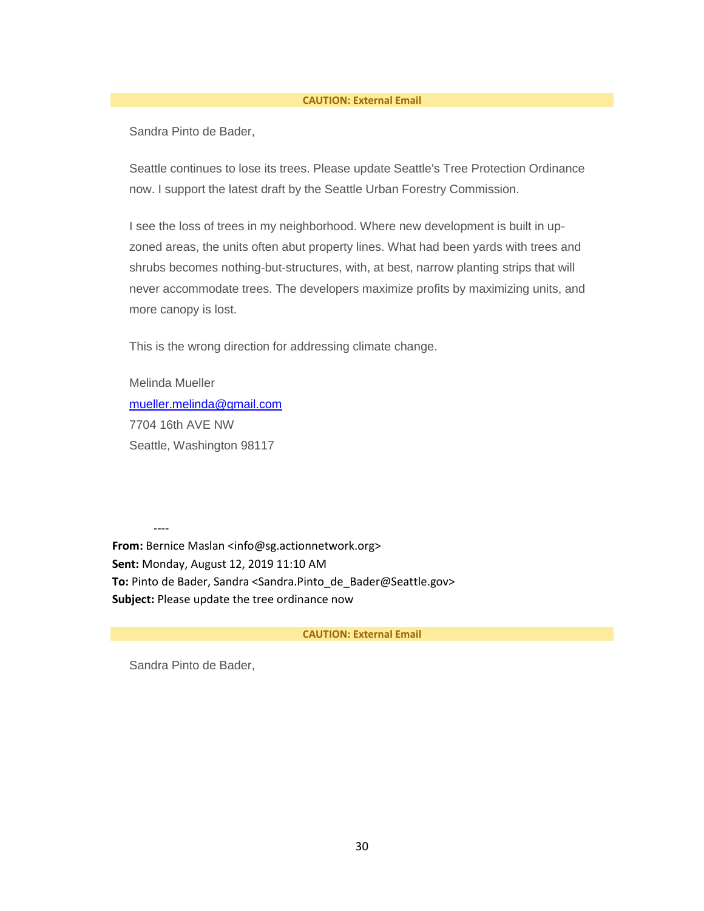**CAUTION: External Email**

Sandra Pinto de Bader,

Seattle continues to lose its trees. Please update Seattle's Tree Protection Ordinance now. I support the latest draft by the Seattle Urban Forestry Commission.

I see the loss of trees in my neighborhood. Where new development is built in up-zoned areas, the units often abut property lines. What had been yards with trees and shrubs becomes nothing-but-structures, with, at best, narrow planting strips that will never accommodate trees. The developers maximize profits by maximizing units, and more canopy is lost.

This is the wrong direction for addressing climate change.

Melinda Mueller
mueller.melinda@gmail.com
7704 16th AVE NW
Seattle, Washington 98117

----

**From:** Bernice Maslan <info@sg.actionnetwork.org>
**Sent:** Monday, August 12, 2019 11:10 AM
**To:** Pinto de Bader, Sandra <Sandra.Pinto_de_Bader@Seattle.gov>
**Subject:** Please update the tree ordinance now

**CAUTION: External Email**

Sandra Pinto de Bader,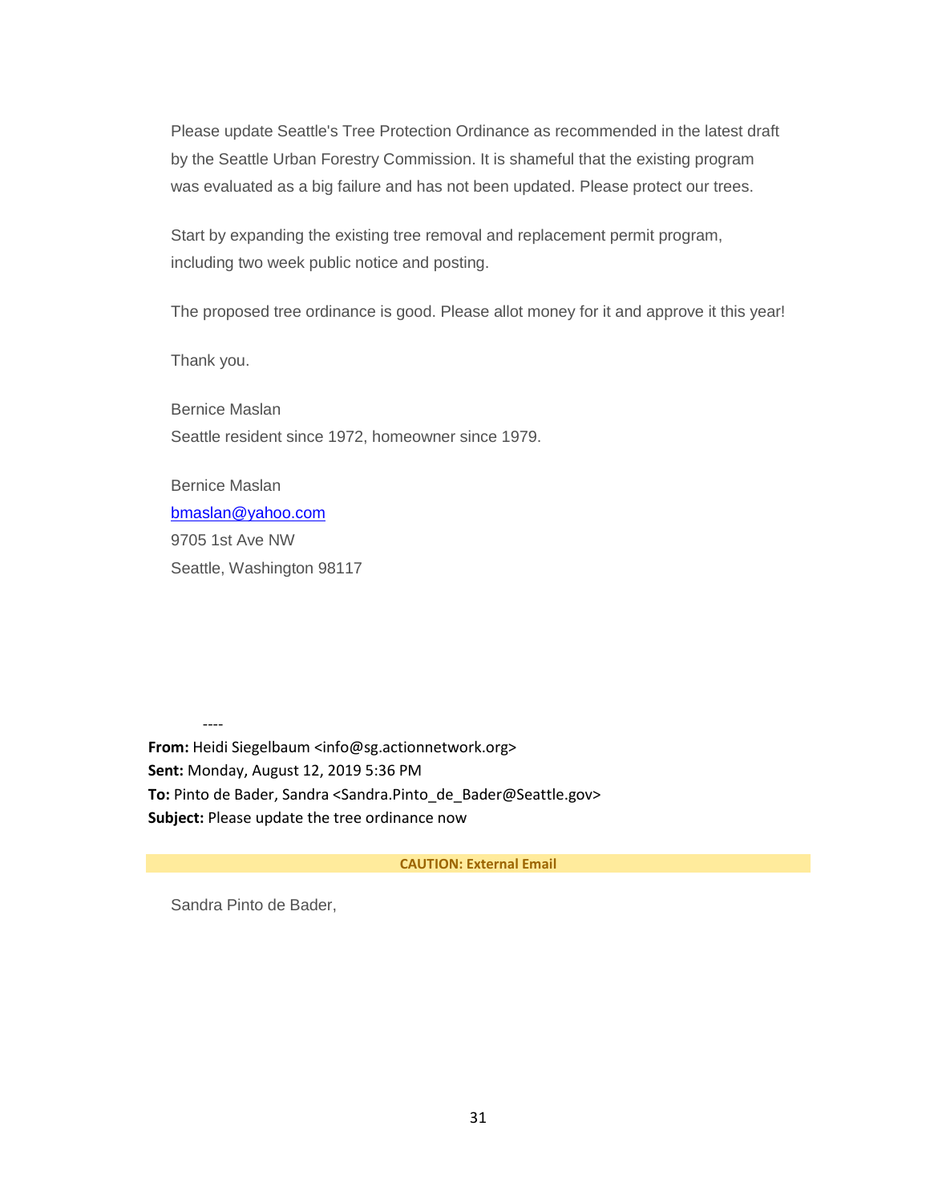Please update Seattle's Tree Protection Ordinance as recommended in the latest draft by the Seattle Urban Forestry Commission. It is shameful that the existing program was evaluated as a big failure and has not been updated. Please protect our trees.

Start by expanding the existing tree removal and replacement permit program, including two week public notice and posting.

The proposed tree ordinance is good. Please allot money for it and approve it this year!

Thank you.

Bernice Maslan
Seattle resident since 1972, homeowner since 1979.

Bernice Maslan
bmaslan@yahoo.com
9705 1st Ave NW
Seattle, Washington 98117

----

**From:** Heidi Siegelbaum <info@sg.actionnetwork.org>
**Sent:** Monday, August 12, 2019 5:36 PM
**To:** Pinto de Bader, Sandra <Sandra.Pinto_de_Bader@Seattle.gov>
**Subject:** Please update the tree ordinance now

**CAUTION: External Email**

Sandra Pinto de Bader,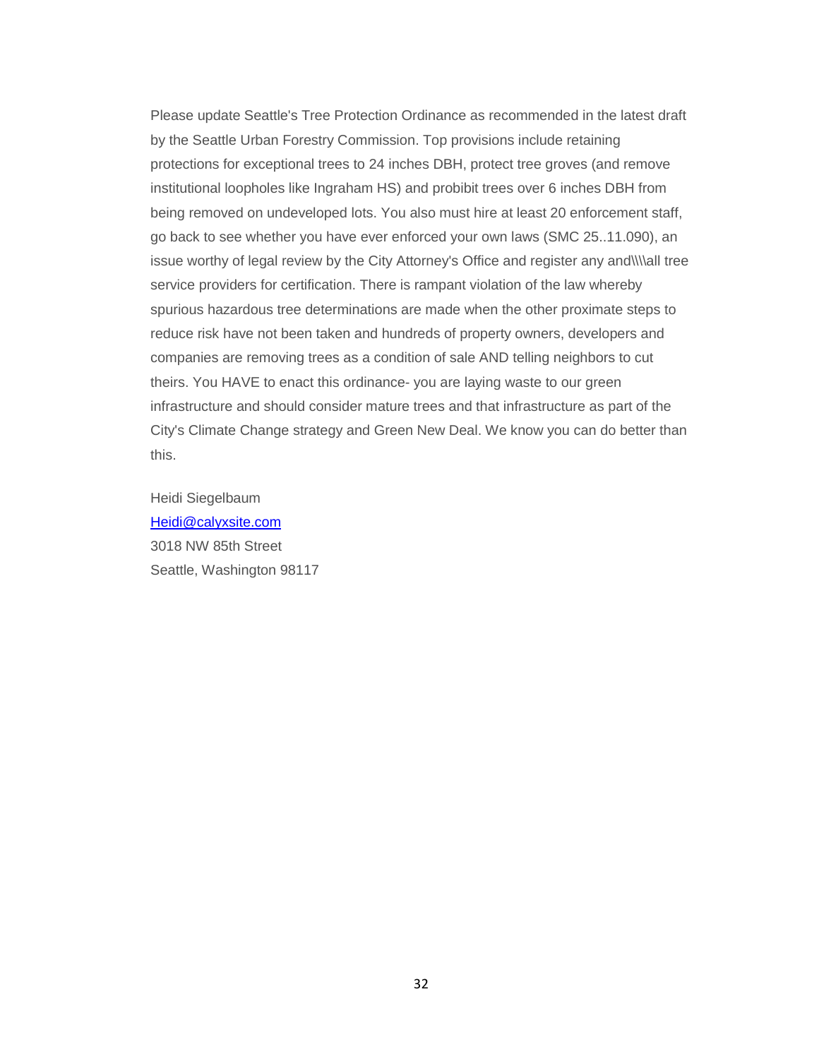Please update Seattle's Tree Protection Ordinance as recommended in the latest draft by the Seattle Urban Forestry Commission. Top provisions include retaining protections for exceptional trees to 24 inches DBH, protect tree groves (and remove institutional loopholes like Ingraham HS) and probibit trees over 6 inches DBH from being removed on undeveloped lots. You also must hire at least 20 enforcement staff, go back to see whether you have ever enforced your own laws (SMC 25..11.090), an issue worthy of legal review by the City Attorney's Office and register any and\\\\all tree service providers for certification. There is rampant violation of the law whereby spurious hazardous tree determinations are made when the other proximate steps to reduce risk have not been taken and hundreds of property owners, developers and companies are removing trees as a condition of sale AND telling neighbors to cut theirs. You HAVE to enact this ordinance- you are laying waste to our green infrastructure and should consider mature trees and that infrastructure as part of the City's Climate Change strategy and Green New Deal. We know you can do better than this.

Heidi Siegelbaum  
Heidi@calyxsite.com  
3018 NW 85th Street  
Seattle, Washington 98117